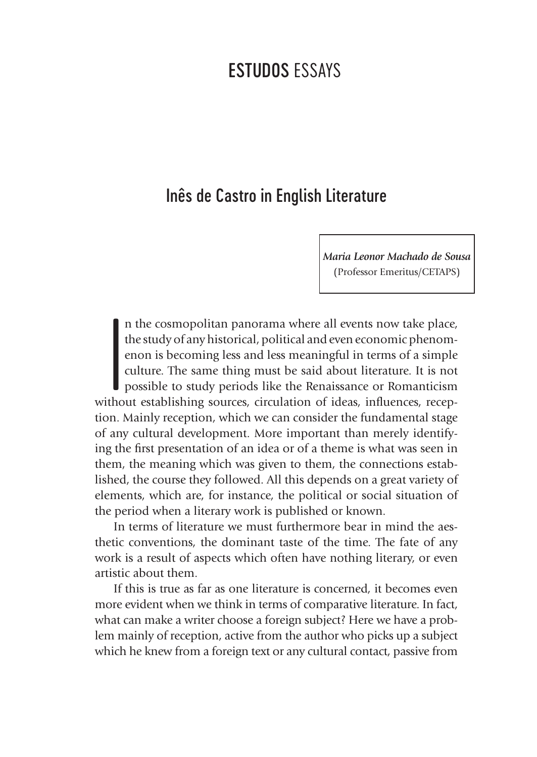# ESTUDOS ESSAYS

## Inês de Castro in English Literature

***Maria Leonor Machado de Sousa***
(Professor Emeritus/CETAPS)

In the cosmopolitan panorama where all events now take place, the study of any historical, political and even economic phenomenon is becoming less and less meaningful in terms of a simple culture. The same thing must be said about literature. It is not possible to study periods like the Renaissance or Romanticism without establishing sources, circulation of ideas, influences, reception. Mainly reception, which we can consider the fundamental stage of any cultural development. More important than merely identifying the first presentation of an idea or of a theme is what was seen in them, the meaning which was given to them, the connections established, the course they followed. All this depends on a great variety of elements, which are, for instance, the political or social situation of the period when a literary work is published or known.

In terms of literature we must furthermore bear in mind the aesthetic conventions, the dominant taste of the time. The fate of any work is a result of aspects which often have nothing literary, or even artistic about them.

If this is true as far as one literature is concerned, it becomes even more evident when we think in terms of comparative literature. In fact, what can make a writer choose a foreign subject? Here we have a problem mainly of reception, active from the author who picks up a subject which he knew from a foreign text or any cultural contact, passive from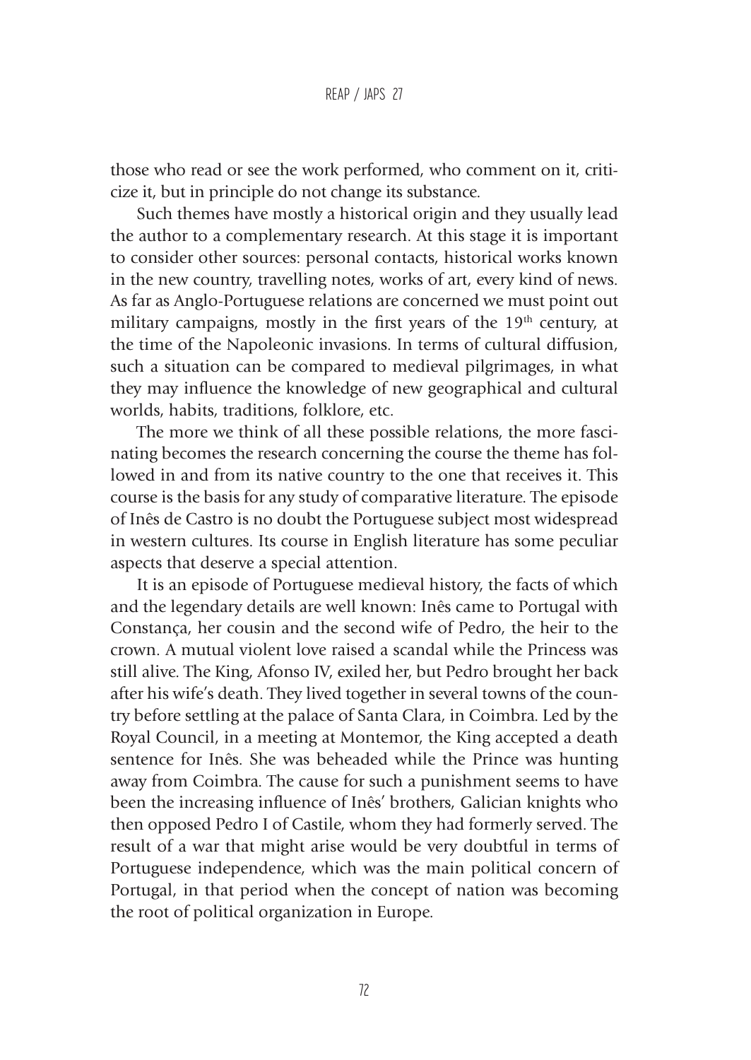those who read or see the work performed, who comment on it, criticize it, but in principle do not change its substance.

Such themes have mostly a historical origin and they usually lead the author to a complementary research. At this stage it is important to consider other sources: personal contacts, historical works known in the new country, travelling notes, works of art, every kind of news. As far as Anglo-Portuguese relations are concerned we must point out military campaigns, mostly in the first years of the 19th century, at the time of the Napoleonic invasions. In terms of cultural diffusion, such a situation can be compared to medieval pilgrimages, in what they may influence the knowledge of new geographical and cultural worlds, habits, traditions, folklore, etc.

The more we think of all these possible relations, the more fascinating becomes the research concerning the course the theme has followed in and from its native country to the one that receives it. This course is the basis for any study of comparative literature. The episode of Inês de Castro is no doubt the Portuguese subject most widespread in western cultures. Its course in English literature has some peculiar aspects that deserve a special attention.

It is an episode of Portuguese medieval history, the facts of which and the legendary details are well known: Inês came to Portugal with Constança, her cousin and the second wife of Pedro, the heir to the crown. A mutual violent love raised a scandal while the Princess was still alive. The King, Afonso IV, exiled her, but Pedro brought her back after his wife's death. They lived together in several towns of the country before settling at the palace of Santa Clara, in Coimbra. Led by the Royal Council, in a meeting at Montemor, the King accepted a death sentence for Inês. She was beheaded while the Prince was hunting away from Coimbra. The cause for such a punishment seems to have been the increasing influence of Inês' brothers, Galician knights who then opposed Pedro I of Castile, whom they had formerly served. The result of a war that might arise would be very doubtful in terms of Portuguese independence, which was the main political concern of Portugal, in that period when the concept of nation was becoming the root of political organization in Europe.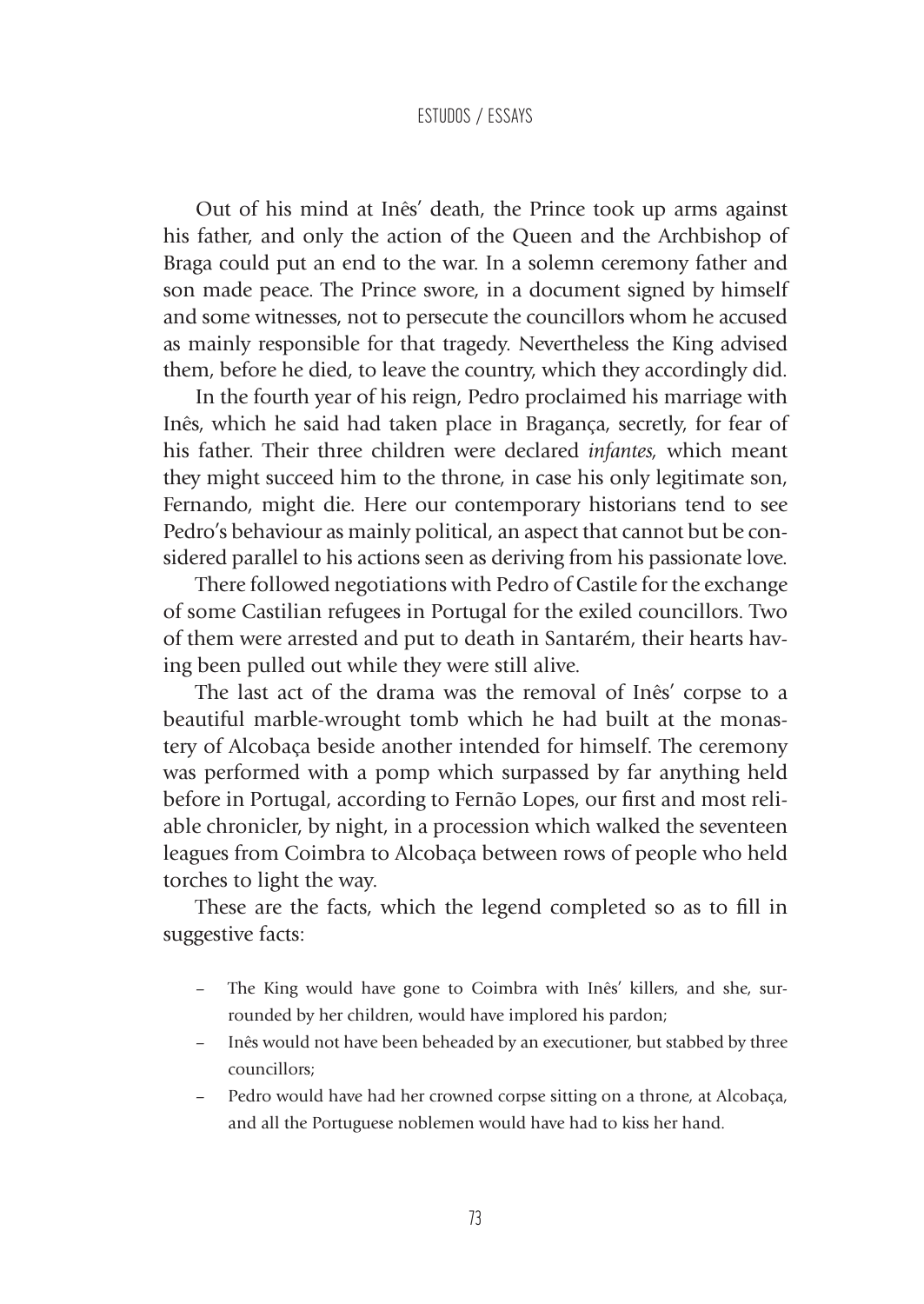Out of his mind at Inês' death, the Prince took up arms against his father, and only the action of the Queen and the Archbishop of Braga could put an end to the war. In a solemn ceremony father and son made peace. The Prince swore, in a document signed by himself and some witnesses, not to persecute the councillors whom he accused as mainly responsible for that tragedy. Nevertheless the King advised them, before he died, to leave the country, which they accordingly did.

In the fourth year of his reign, Pedro proclaimed his marriage with Inês, which he said had taken place in Bragança, secretly, for fear of his father. Their three children were declared *infantes,* which meant they might succeed him to the throne, in case his only legitimate son, Fernando, might die. Here our contemporary historians tend to see Pedro's behaviour as mainly political, an aspect that cannot but be considered parallel to his actions seen as deriving from his passionate love.

There followed negotiations with Pedro of Castile for the exchange of some Castilian refugees in Portugal for the exiled councillors. Two of them were arrested and put to death in Santarém, their hearts having been pulled out while they were still alive.

The last act of the drama was the removal of Inês' corpse to a beautiful marble-wrought tomb which he had built at the monastery of Alcobaça beside another intended for himself. The ceremony was performed with a pomp which surpassed by far anything held before in Portugal, according to Fernão Lopes, our first and most reliable chronicler, by night, in a procession which walked the seventeen leagues from Coimbra to Alcobaça between rows of people who held torches to light the way.

These are the facts, which the legend completed so as to fill in suggestive facts:

- The King would have gone to Coimbra with Inês' killers, and she, surrounded by her children, would have implored his pardon;
- Inês would not have been beheaded by an executioner, but stabbed by three councillors;
- Pedro would have had her crowned corpse sitting on a throne, at Alcobaça, and all the Portuguese noblemen would have had to kiss her hand.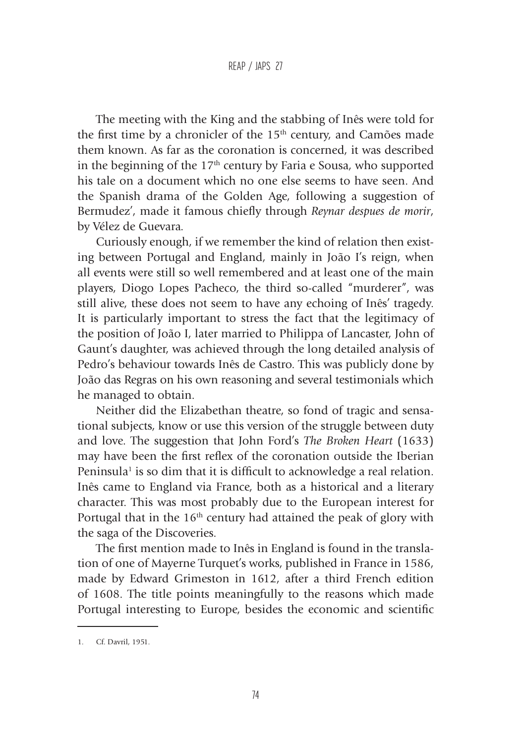The meeting with the King and the stabbing of Inês were told for the first time by a chronicler of the 15th century, and Camões made them known. As far as the coronation is concerned, it was described in the beginning of the 17th century by Faria e Sousa, who supported his tale on a document which no one else seems to have seen. And the Spanish drama of the Golden Age, following a suggestion of Bermudez', made it famous chiefly through *Reynar despues de morir*, by Vélez de Guevara.

Curiously enough, if we remember the kind of relation then existing between Portugal and England, mainly in João I's reign, when all events were still so well remembered and at least one of the main players, Diogo Lopes Pacheco, the third so-called "murderer", was still alive, these does not seem to have any echoing of Inês' tragedy. It is particularly important to stress the fact that the legitimacy of the position of João I, later married to Philippa of Lancaster, John of Gaunt's daughter, was achieved through the long detailed analysis of Pedro's behaviour towards Inês de Castro. This was publicly done by João das Regras on his own reasoning and several testimonials which he managed to obtain.

Neither did the Elizabethan theatre, so fond of tragic and sensational subjects, know or use this version of the struggle between duty and love. The suggestion that John Ford's *The Broken Heart* (1633) may have been the first reflex of the coronation outside the Iberian Peninsula[1] is so dim that it is difficult to acknowledge a real relation. Inês came to England via France, both as a historical and a literary character. This was most probably due to the European interest for Portugal that in the 16th century had attained the peak of glory with the saga of the Discoveries.

The first mention made to Inês in England is found in the translation of one of Mayerne Turquet's works, published in France in 1586, made by Edward Grimeston in 1612, after a third French edition of 1608. The title points meaningfully to the reasons which made Portugal interesting to Europe, besides the economic and scientific

---

1. Cf. Davril, 1951.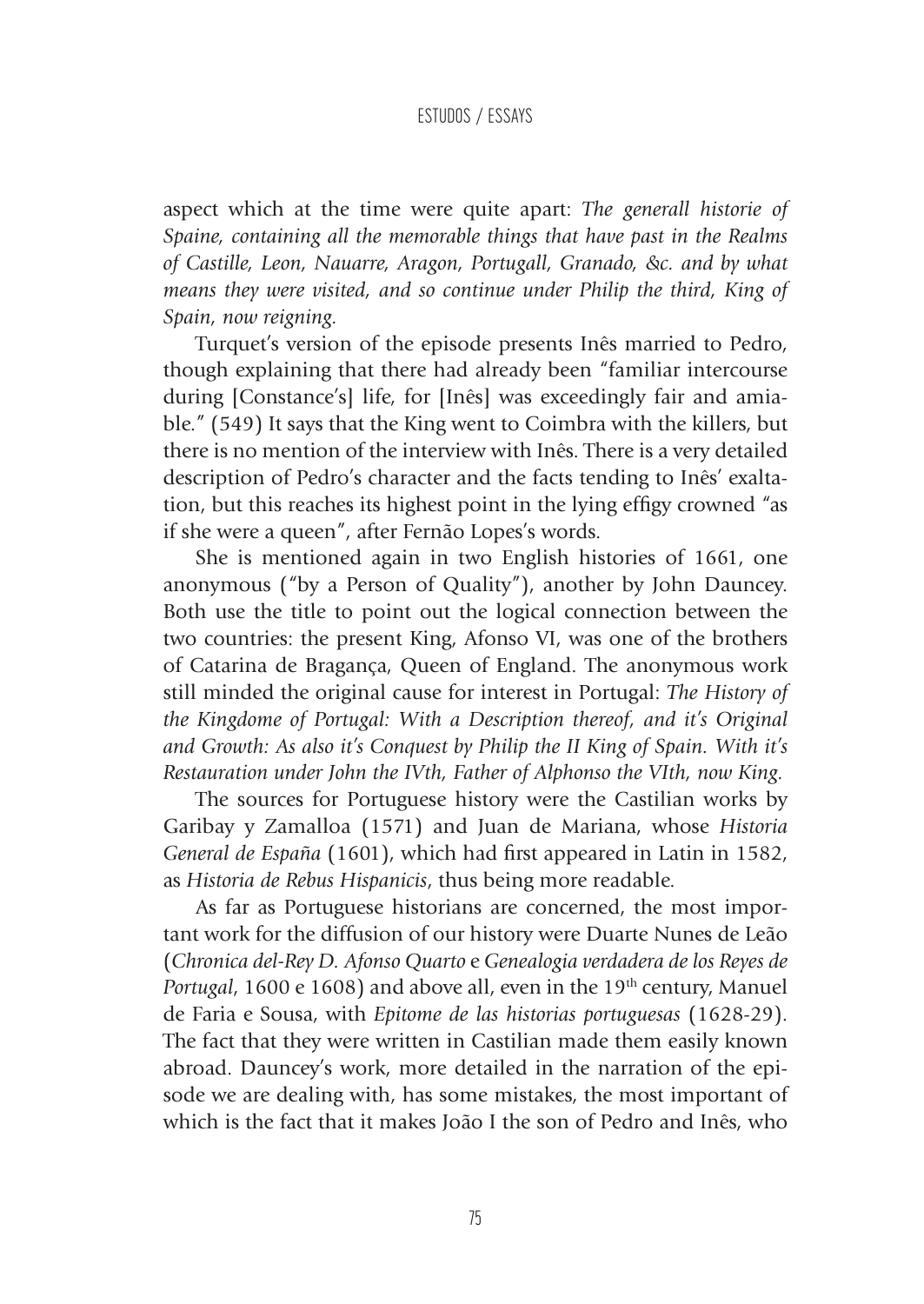aspect which at the time were quite apart: *The generall historie of Spaine, containing all the memorable things that have past in the Realms of Castille, Leon, Nauarre, Aragon, Portugall, Granado, &c. and by what means they were visited, and so continue under Philip the third, King of Spain, now reigning.*

Turquet's version of the episode presents Inês married to Pedro, though explaining that there had already been "familiar intercourse during [Constance's] life, for [Inês] was exceedingly fair and amiable." (549) It says that the King went to Coimbra with the killers, but there is no mention of the interview with Inês. There is a very detailed description of Pedro's character and the facts tending to Inês' exaltation, but this reaches its highest point in the lying effigy crowned "as if she were a queen", after Fernão Lopes's words.

She is mentioned again in two English histories of 1661, one anonymous ("by a Person of Quality"), another by John Dauncey. Both use the title to point out the logical connection between the two countries: the present King, Afonso VI, was one of the brothers of Catarina de Bragança, Queen of England. The anonymous work still minded the original cause for interest in Portugal: *The History of the Kingdome of Portugal: With a Description thereof, and it's Original and Growth: As also it's Conquest by Philip the II King of Spain. With it's Restauration under John the IVth, Father of Alphonso the VIth, now King.*

The sources for Portuguese history were the Castilian works by Garibay y Zamalloa (1571) and Juan de Mariana, whose *Historia General de España* (1601), which had first appeared in Latin in 1582, as *Historia de Rebus Hispanicis*, thus being more readable.

As far as Portuguese historians are concerned, the most important work for the diffusion of our history were Duarte Nunes de Leão (*Chronica del-Rey D. Afonso Quarto* e *Genealogia verdadera de los Reyes de Portugal*, 1600 e 1608) and above all, even in the 19th century, Manuel de Faria e Sousa, with *Epitome de las historias portuguesas* (1628-29). The fact that they were written in Castilian made them easily known abroad. Dauncey's work, more detailed in the narration of the episode we are dealing with, has some mistakes, the most important of which is the fact that it makes João I the son of Pedro and Inês, who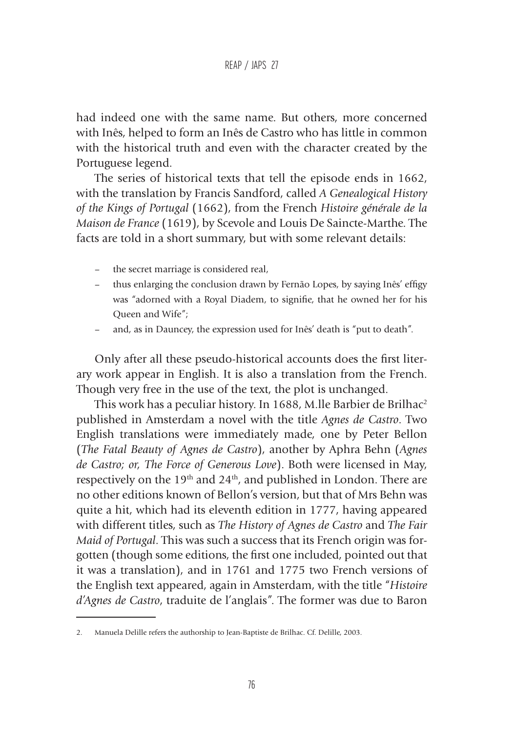had indeed one with the same name. But others, more concerned with Inês, helped to form an Inês de Castro who has little in common with the historical truth and even with the character created by the Portuguese legend.

The series of historical texts that tell the episode ends in 1662, with the translation by Francis Sandford, called *A Genealogical History of the Kings of Portugal* (1662), from the French *Histoire générale de la Maison de France* (1619), by Scevole and Louis De Saincte-Marthe. The facts are told in a short summary, but with some relevant details:

- the secret marriage is considered real,
- thus enlarging the conclusion drawn by Fernão Lopes, by saying Inês' effigy was "adorned with a Royal Diadem, to signifie, that he owned her for his Queen and Wife";
- and, as in Dauncey, the expression used for Inês' death is "put to death".

Only after all these pseudo-historical accounts does the first literary work appear in English. It is also a translation from the French. Though very free in the use of the text, the plot is unchanged.

This work has a peculiar history. In 1688, M.lle Barbier de Brilhac[2] published in Amsterdam a novel with the title *Agnes de Castro*. Two English translations were immediately made, one by Peter Bellon (*The Fatal Beauty of Agnes de Castro*), another by Aphra Behn (*Agnes de Castro; or, The Force of Generous Love*). Both were licensed in May, respectively on the 19th and 24th, and published in London. There are no other editions known of Bellon's version, but that of Mrs Behn was quite a hit, which had its eleventh edition in 1777, having appeared with different titles, such as *The History of Agnes de Castro* and *The Fair Maid of Portugal*. This was such a success that its French origin was forgotten (though some editions, the first one included, pointed out that it was a translation), and in 1761 and 1775 two French versions of the English text appeared, again in Amsterdam, with the title "*Histoire d'Agnes de Castro*, traduite de l'anglais". The former was due to Baron

2. Manuela Delille refers the authorship to Jean-Baptiste de Brilhac. Cf. Delille, 2003.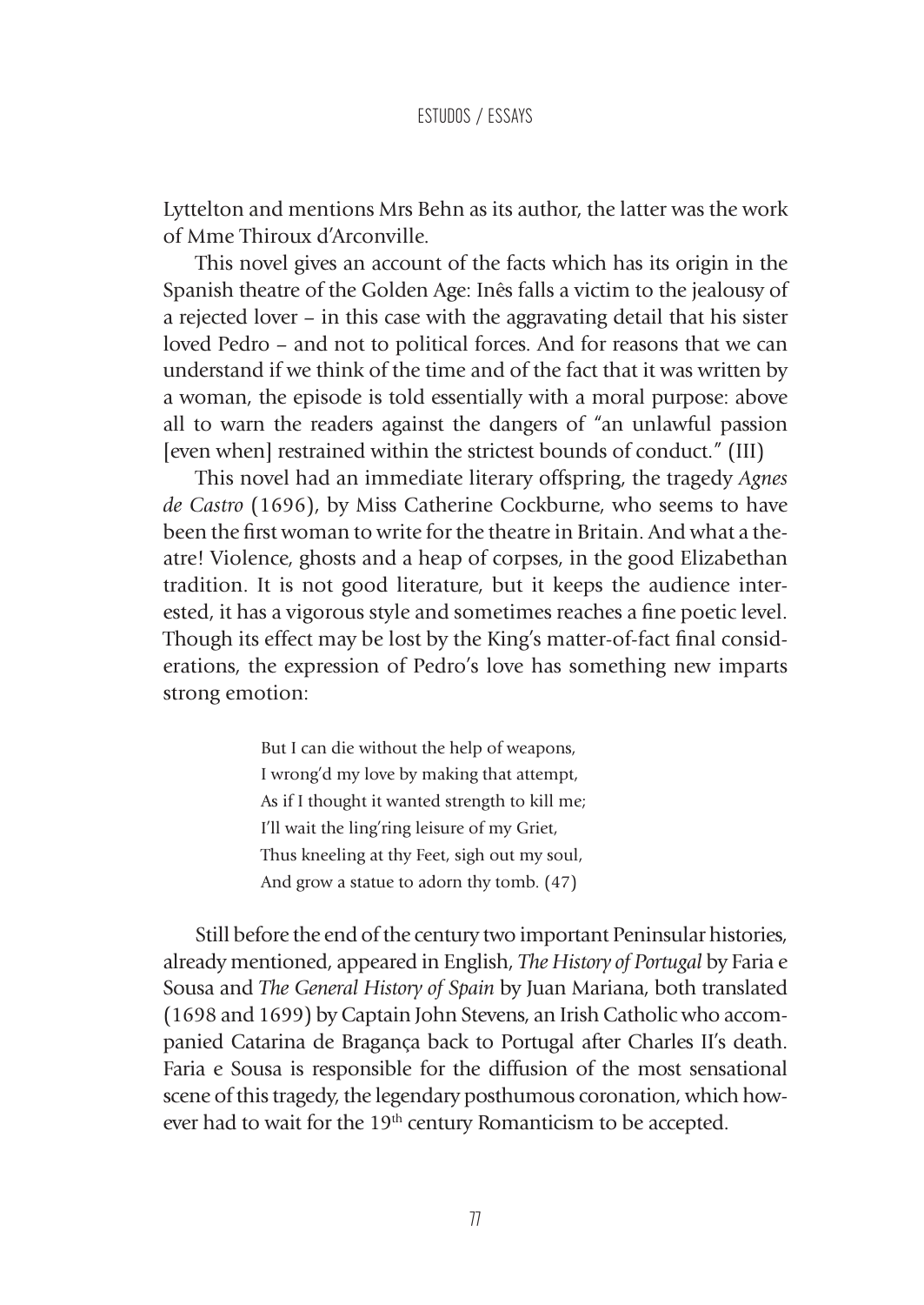Lyttelton and mentions Mrs Behn as its author, the latter was the work of Mme Thiroux d'Arconville.

This novel gives an account of the facts which has its origin in the Spanish theatre of the Golden Age: Inês falls a victim to the jealousy of a rejected lover – in this case with the aggravating detail that his sister loved Pedro – and not to political forces. And for reasons that we can understand if we think of the time and of the fact that it was written by a woman, the episode is told essentially with a moral purpose: above all to warn the readers against the dangers of "an unlawful passion [even when] restrained within the strictest bounds of conduct." (III)

This novel had an immediate literary offspring, the tragedy *Agnes de Castro* (1696), by Miss Catherine Cockburne, who seems to have been the first woman to write for the theatre in Britain. And what a theatre! Violence, ghosts and a heap of corpses, in the good Elizabethan tradition. It is not good literature, but it keeps the audience interested, it has a vigorous style and sometimes reaches a fine poetic level. Though its effect may be lost by the King's matter-of-fact final considerations, the expression of Pedro's love has something new imparts strong emotion:

> But I can die without the help of weapons,
> I wrong'd my love by making that attempt,
> As if I thought it wanted strength to kill me;
> I'll wait the ling'ring leisure of my Griet,
> Thus kneeling at thy Feet, sigh out my soul,
> And grow a statue to adorn thy tomb. (47)

Still before the end of the century two important Peninsular histories, already mentioned, appeared in English, *The History of Portugal* by Faria e Sousa and *The General History of Spain* by Juan Mariana, both translated (1698 and 1699) by Captain John Stevens, an Irish Catholic who accompanied Catarina de Bragança back to Portugal after Charles II's death. Faria e Sousa is responsible for the diffusion of the most sensational scene of this tragedy, the legendary posthumous coronation, which however had to wait for the 19th century Romanticism to be accepted.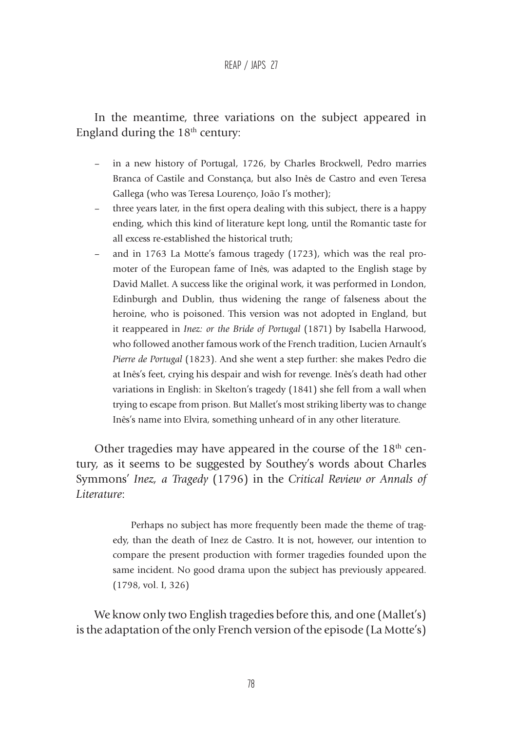In the meantime, three variations on the subject appeared in England during the 18th century:

- in a new history of Portugal, 1726, by Charles Brockwell, Pedro marries Branca of Castile and Constança, but also Inês de Castro and even Teresa Gallega (who was Teresa Lourenço, João I's mother);
- three years later, in the first opera dealing with this subject, there is a happy ending, which this kind of literature kept long, until the Romantic taste for all excess re-established the historical truth;
- and in 1763 La Motte's famous tragedy (1723), which was the real promoter of the European fame of Inês, was adapted to the English stage by David Mallet. A success like the original work, it was performed in London, Edinburgh and Dublin, thus widening the range of falseness about the heroine, who is poisoned. This version was not adopted in England, but it reappeared in *Inez: or the Bride of Portugal* (1871) by Isabella Harwood, who followed another famous work of the French tradition, Lucien Arnault's *Pierre de Portugal* (1823). And she went a step further: she makes Pedro die at Inês's feet, crying his despair and wish for revenge. Inês's death had other variations in English: in Skelton's tragedy (1841) she fell from a wall when trying to escape from prison. But Mallet's most striking liberty was to change Inês's name into Elvira, something unheard of in any other literature.

Other tragedies may have appeared in the course of the 18th century, as it seems to be suggested by Southey's words about Charles Symmons' *Inez, a Tragedy* (1796) in the *Critical Review or Annals of Literature*:

> Perhaps no subject has more frequently been made the theme of tragedy, than the death of Inez de Castro. It is not, however, our intention to compare the present production with former tragedies founded upon the same incident. No good drama upon the subject has previously appeared. (1798, vol. I, 326)

We know only two English tragedies before this, and one (Mallet's) is the adaptation of the only French version of the episode (La Motte's)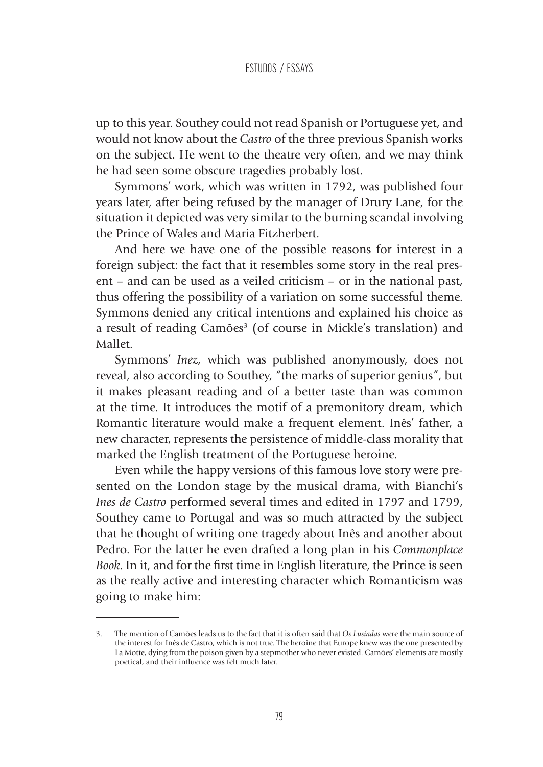up to this year. Southey could not read Spanish or Portuguese yet, and would not know about the *Castro* of the three previous Spanish works on the subject. He went to the theatre very often, and we may think he had seen some obscure tragedies probably lost.

Symmons' work, which was written in 1792, was published four years later, after being refused by the manager of Drury Lane, for the situation it depicted was very similar to the burning scandal involving the Prince of Wales and Maria Fitzherbert.

And here we have one of the possible reasons for interest in a foreign subject: the fact that it resembles some story in the real present – and can be used as a veiled criticism – or in the national past, thus offering the possibility of a variation on some successful theme. Symmons denied any critical intentions and explained his choice as a result of reading Camões[3] (of course in Mickle's translation) and Mallet.

Symmons' *Inez*, which was published anonymously, does not reveal, also according to Southey, "the marks of superior genius", but it makes pleasant reading and of a better taste than was common at the time. It introduces the motif of a premonitory dream, which Romantic literature would make a frequent element. Inês' father, a new character, represents the persistence of middle-class morality that marked the English treatment of the Portuguese heroine.

Even while the happy versions of this famous love story were presented on the London stage by the musical drama, with Bianchi's *Ines de Castro* performed several times and edited in 1797 and 1799, Southey came to Portugal and was so much attracted by the subject that he thought of writing one tragedy about Inês and another about Pedro. For the latter he even drafted a long plan in his *Commonplace Book*. In it, and for the first time in English literature, the Prince is seen as the really active and interesting character which Romanticism was going to make him:

---

3. The mention of Camões leads us to the fact that it is often said that *Os Lusíadas* were the main source of the interest for Inês de Castro, which is not true. The heroine that Europe knew was the one presented by La Motte, dying from the poison given by a stepmother who never existed. Camões' elements are mostly poetical, and their influence was felt much later.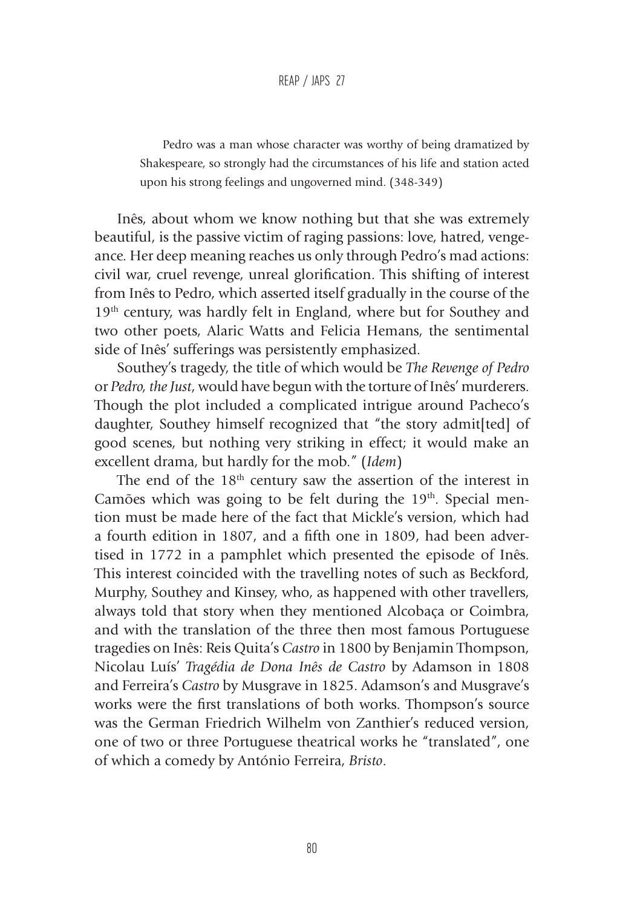> Pedro was a man whose character was worthy of being dramatized by Shakespeare, so strongly had the circumstances of his life and station acted upon his strong feelings and ungoverned mind. (348-349)

Inês, about whom we know nothing but that she was extremely beautiful, is the passive victim of raging passions: love, hatred, vengeance. Her deep meaning reaches us only through Pedro's mad actions: civil war, cruel revenge, unreal glorification. This shifting of interest from Inês to Pedro, which asserted itself gradually in the course of the 19th century, was hardly felt in England, where but for Southey and two other poets, Alaric Watts and Felicia Hemans, the sentimental side of Inês' sufferings was persistently emphasized.

Southey's tragedy, the title of which would be *The Revenge of Pedro* or *Pedro, the Just*, would have begun with the torture of Inês' murderers. Though the plot included a complicated intrigue around Pacheco's daughter, Southey himself recognized that "the story admit[ted] of good scenes, but nothing very striking in effect; it would make an excellent drama, but hardly for the mob." (*Idem*)

The end of the 18th century saw the assertion of the interest in Camões which was going to be felt during the 19th. Special mention must be made here of the fact that Mickle's version, which had a fourth edition in 1807, and a fifth one in 1809, had been advertised in 1772 in a pamphlet which presented the episode of Inês. This interest coincided with the travelling notes of such as Beckford, Murphy, Southey and Kinsey, who, as happened with other travellers, always told that story when they mentioned Alcobaça or Coimbra, and with the translation of the three then most famous Portuguese tragedies on Inês: Reis Quita's *Castro* in 1800 by Benjamin Thompson, Nicolau Luís' *Tragédia de Dona Inês de Castro* by Adamson in 1808 and Ferreira's *Castro* by Musgrave in 1825. Adamson's and Musgrave's works were the first translations of both works. Thompson's source was the German Friedrich Wilhelm von Zanthier's reduced version, one of two or three Portuguese theatrical works he "translated", one of which a comedy by António Ferreira, *Bristo*.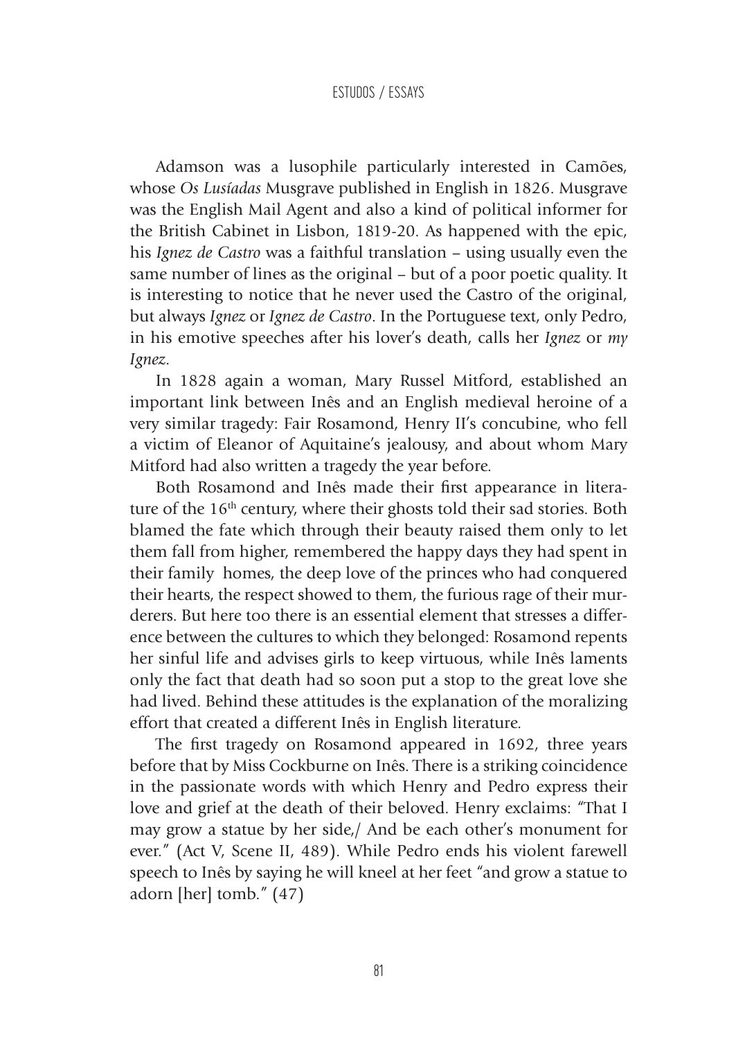Adamson was a lusophile particularly interested in Camões, whose *Os Lusíadas* Musgrave published in English in 1826. Musgrave was the English Mail Agent and also a kind of political informer for the British Cabinet in Lisbon, 1819-20. As happened with the epic, his *Ignez de Castro* was a faithful translation – using usually even the same number of lines as the original – but of a poor poetic quality. It is interesting to notice that he never used the Castro of the original, but always *Ignez* or *Ignez de Castro*. In the Portuguese text, only Pedro, in his emotive speeches after his lover's death, calls her *Ignez* or *my Ignez*.

In 1828 again a woman, Mary Russel Mitford, established an important link between Inês and an English medieval heroine of a very similar tragedy: Fair Rosamond, Henry II's concubine, who fell a victim of Eleanor of Aquitaine's jealousy, and about whom Mary Mitford had also written a tragedy the year before.

Both Rosamond and Inês made their first appearance in literature of the 16th century, where their ghosts told their sad stories. Both blamed the fate which through their beauty raised them only to let them fall from higher, remembered the happy days they had spent in their family homes, the deep love of the princes who had conquered their hearts, the respect showed to them, the furious rage of their murderers. But here too there is an essential element that stresses a difference between the cultures to which they belonged: Rosamond repents her sinful life and advises girls to keep virtuous, while Inês laments only the fact that death had so soon put a stop to the great love she had lived. Behind these attitudes is the explanation of the moralizing effort that created a different Inês in English literature.

The first tragedy on Rosamond appeared in 1692, three years before that by Miss Cockburne on Inês. There is a striking coincidence in the passionate words with which Henry and Pedro express their love and grief at the death of their beloved. Henry exclaims: "That I may grow a statue by her side,/ And be each other's monument for ever." (Act V, Scene II, 489). While Pedro ends his violent farewell speech to Inês by saying he will kneel at her feet "and grow a statue to adorn [her] tomb." (47)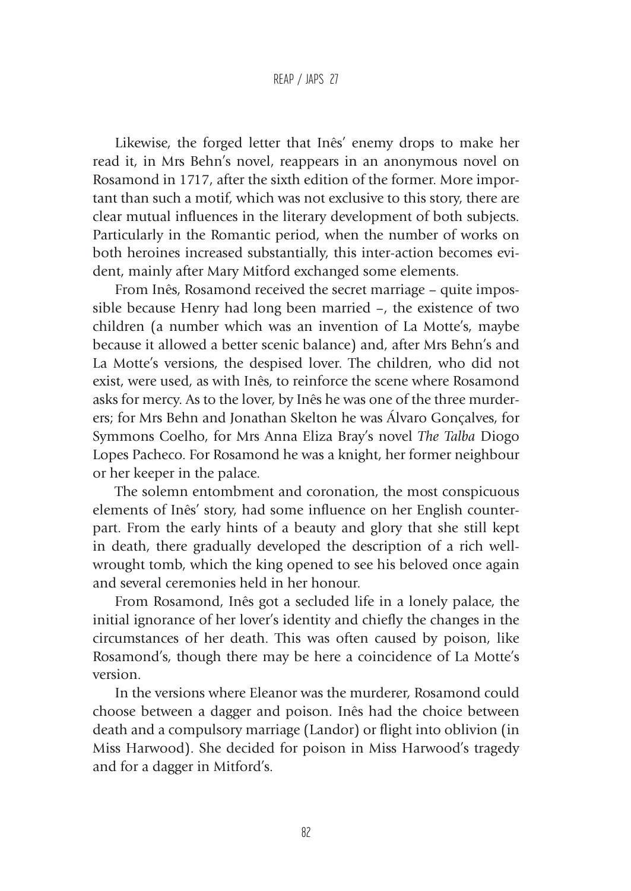Likewise, the forged letter that Inês' enemy drops to make her read it, in Mrs Behn's novel, reappears in an anonymous novel on Rosamond in 1717, after the sixth edition of the former. More important than such a motif, which was not exclusive to this story, there are clear mutual influences in the literary development of both subjects. Particularly in the Romantic period, when the number of works on both heroines increased substantially, this inter-action becomes evident, mainly after Mary Mitford exchanged some elements.

From Inês, Rosamond received the secret marriage – quite impossible because Henry had long been married –, the existence of two children (a number which was an invention of La Motte's, maybe because it allowed a better scenic balance) and, after Mrs Behn's and La Motte's versions, the despised lover. The children, who did not exist, were used, as with Inês, to reinforce the scene where Rosamond asks for mercy. As to the lover, by Inês he was one of the three murderers; for Mrs Behn and Jonathan Skelton he was Álvaro Gonçalves, for Symmons Coelho, for Mrs Anna Eliza Bray's novel *The Talba* Diogo Lopes Pacheco. For Rosamond he was a knight, her former neighbour or her keeper in the palace.

The solemn entombment and coronation, the most conspicuous elements of Inês' story, had some influence on her English counterpart. From the early hints of a beauty and glory that she still kept in death, there gradually developed the description of a rich well-wrought tomb, which the king opened to see his beloved once again and several ceremonies held in her honour.

From Rosamond, Inês got a secluded life in a lonely palace, the initial ignorance of her lover's identity and chiefly the changes in the circumstances of her death. This was often caused by poison, like Rosamond's, though there may be here a coincidence of La Motte's version.

In the versions where Eleanor was the murderer, Rosamond could choose between a dagger and poison. Inês had the choice between death and a compulsory marriage (Landor) or flight into oblivion (in Miss Harwood). She decided for poison in Miss Harwood's tragedy and for a dagger in Mitford's.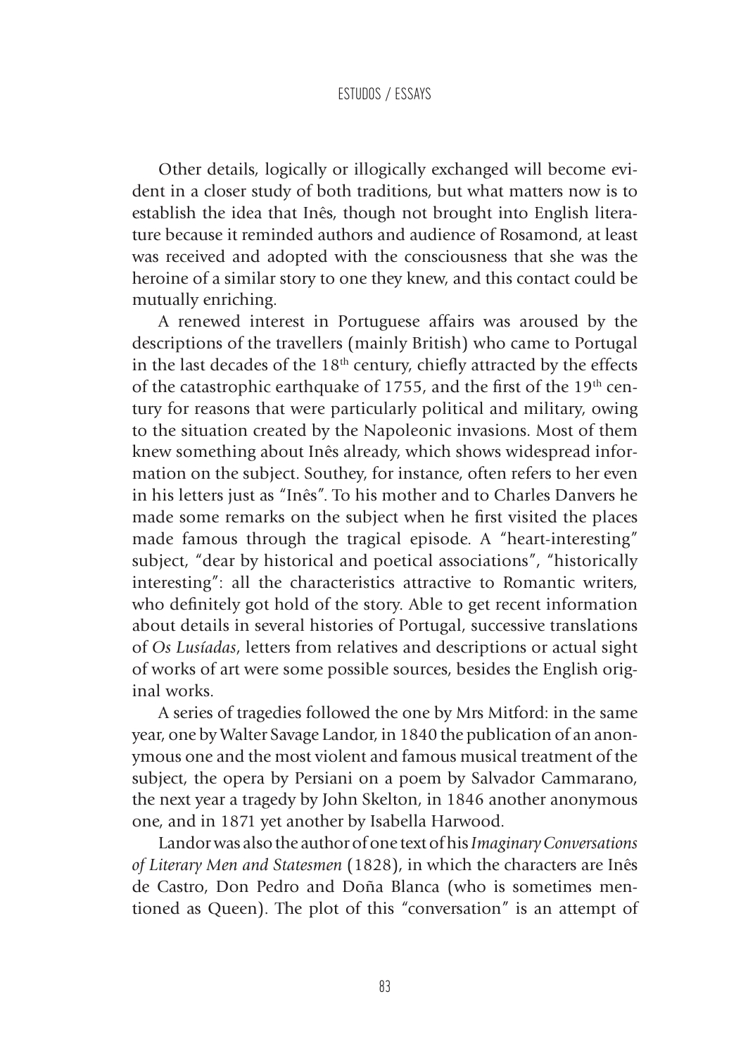Other details, logically or illogically exchanged will become evident in a closer study of both traditions, but what matters now is to establish the idea that Inês, though not brought into English literature because it reminded authors and audience of Rosamond, at least was received and adopted with the consciousness that she was the heroine of a similar story to one they knew, and this contact could be mutually enriching.

A renewed interest in Portuguese affairs was aroused by the descriptions of the travellers (mainly British) who came to Portugal in the last decades of the 18th century, chiefly attracted by the effects of the catastrophic earthquake of 1755, and the first of the 19th century for reasons that were particularly political and military, owing to the situation created by the Napoleonic invasions. Most of them knew something about Inês already, which shows widespread information on the subject. Southey, for instance, often refers to her even in his letters just as "Inês". To his mother and to Charles Danvers he made some remarks on the subject when he first visited the places made famous through the tragical episode. A "heart-interesting" subject, "dear by historical and poetical associations", "historically interesting": all the characteristics attractive to Romantic writers, who definitely got hold of the story. Able to get recent information about details in several histories of Portugal, successive translations of *Os Lusíadas*, letters from relatives and descriptions or actual sight of works of art were some possible sources, besides the English original works.

A series of tragedies followed the one by Mrs Mitford: in the same year, one by Walter Savage Landor, in 1840 the publication of an anonymous one and the most violent and famous musical treatment of the subject, the opera by Persiani on a poem by Salvador Cammarano, the next year a tragedy by John Skelton, in 1846 another anonymous one, and in 1871 yet another by Isabella Harwood.

Landor was also the author of one text of his *Imaginary Conversations of Literary Men and Statesmen* (1828), in which the characters are Inês de Castro, Don Pedro and Doña Blanca (who is sometimes mentioned as Queen). The plot of this "conversation" is an attempt of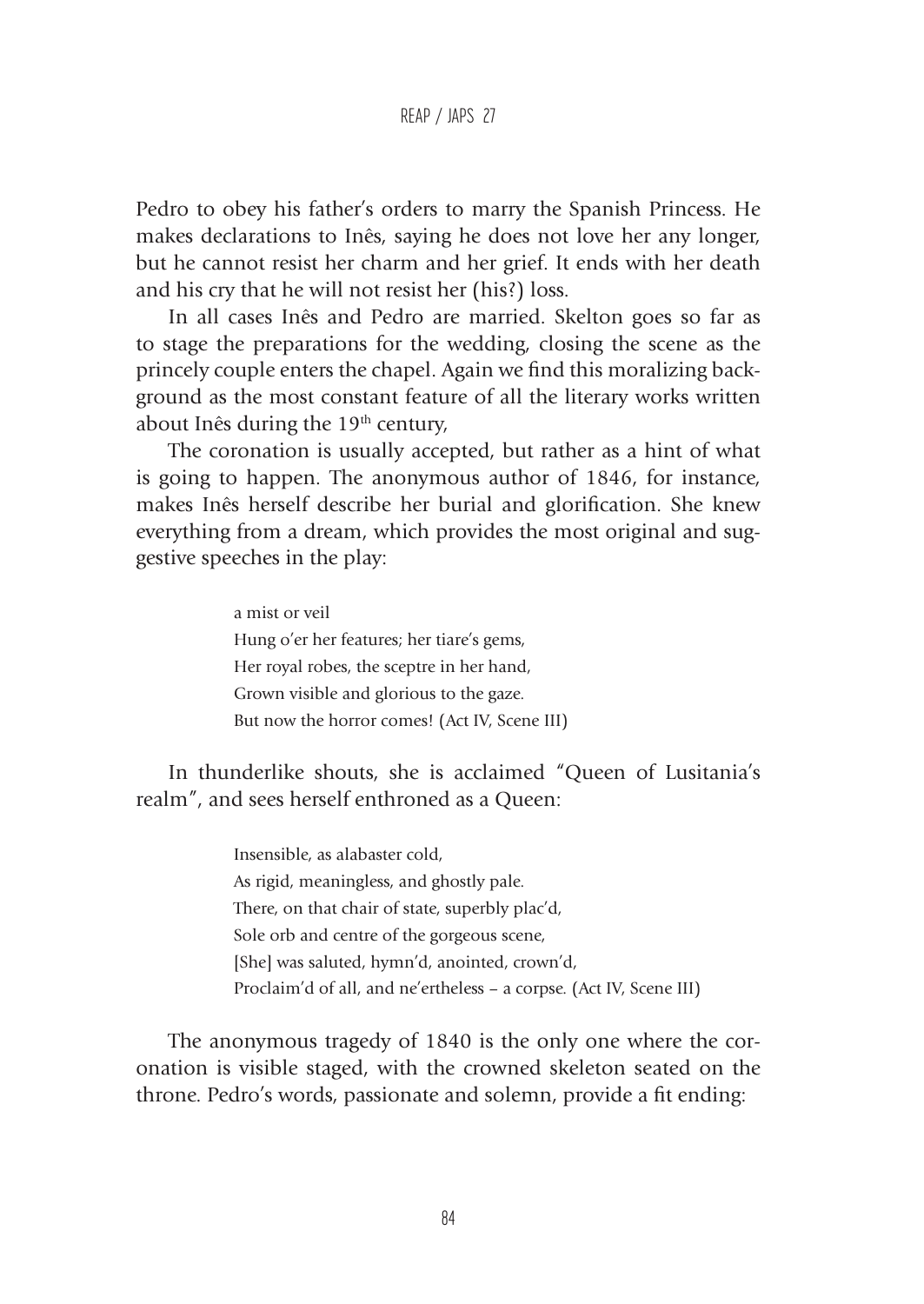Pedro to obey his father's orders to marry the Spanish Princess. He makes declarations to Inês, saying he does not love her any longer, but he cannot resist her charm and her grief. It ends with her death and his cry that he will not resist her (his?) loss.

In all cases Inês and Pedro are married. Skelton goes so far as to stage the preparations for the wedding, closing the scene as the princely couple enters the chapel. Again we find this moralizing background as the most constant feature of all the literary works written about Inês during the 19th century,

The coronation is usually accepted, but rather as a hint of what is going to happen. The anonymous author of 1846, for instance, makes Inês herself describe her burial and glorification. She knew everything from a dream, which provides the most original and suggestive speeches in the play:

> a mist or veil
> Hung o'er her features; her tiare's gems,
> Her royal robes, the sceptre in her hand,
> Grown visible and glorious to the gaze.
> But now the horror comes! (Act IV, Scene III)

In thunderlike shouts, she is acclaimed "Queen of Lusitania's realm", and sees herself enthroned as a Queen:

> Insensible, as alabaster cold,
> As rigid, meaningless, and ghostly pale.
> There, on that chair of state, superbly plac'd,
> Sole orb and centre of the gorgeous scene,
> [She] was saluted, hymn'd, anointed, crown'd,
> Proclaim'd of all, and ne'ertheless – a corpse. (Act IV, Scene III)

The anonymous tragedy of 1840 is the only one where the coronation is visible staged, with the crowned skeleton seated on the throne. Pedro's words, passionate and solemn, provide a fit ending: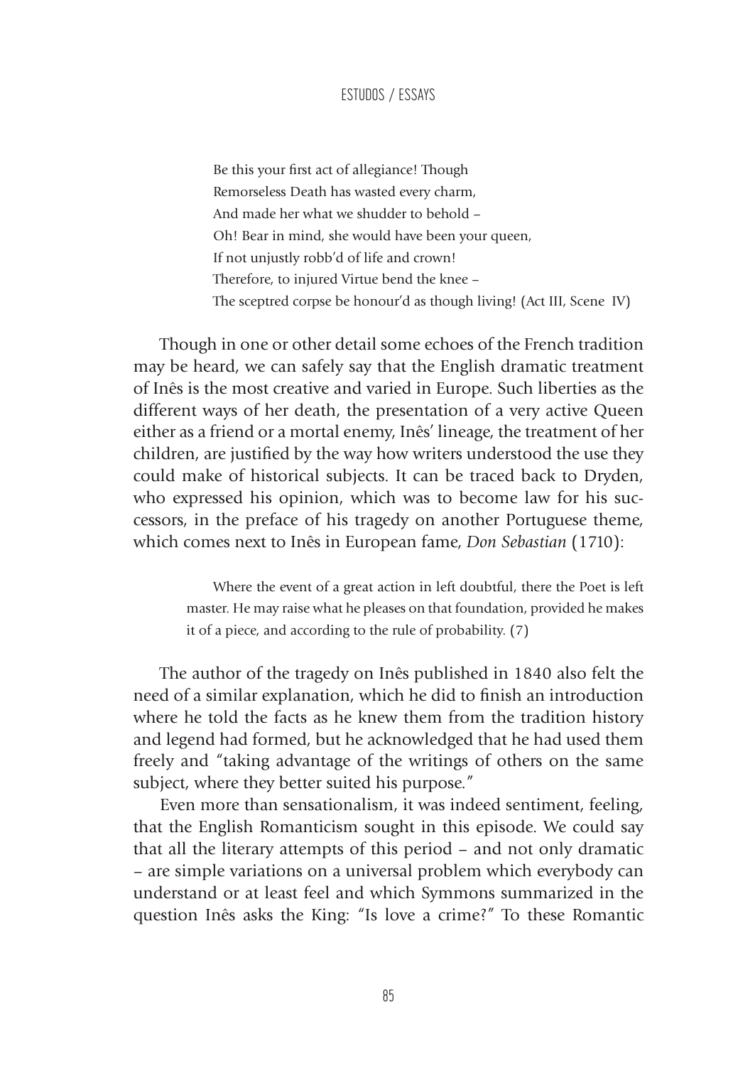> Be this your first act of allegiance! Though
> Remorseless Death has wasted every charm,
> And made her what we shudder to behold –
> Oh! Bear in mind, she would have been your queen,
> If not unjustly robb'd of life and crown!
> Therefore, to injured Virtue bend the knee –
> The sceptred corpse be honour'd as though living! (Act III, Scene IV)

Though in one or other detail some echoes of the French tradition may be heard, we can safely say that the English dramatic treatment of Inês is the most creative and varied in Europe. Such liberties as the different ways of her death, the presentation of a very active Queen either as a friend or a mortal enemy, Inês' lineage, the treatment of her children, are justified by the way how writers understood the use they could make of historical subjects. It can be traced back to Dryden, who expressed his opinion, which was to become law for his successors, in the preface of his tragedy on another Portuguese theme, which comes next to Inês in European fame, *Don Sebastian* (1710):

> Where the event of a great action in left doubtful, there the Poet is left master. He may raise what he pleases on that foundation, provided he makes it of a piece, and according to the rule of probability. (7)

The author of the tragedy on Inês published in 1840 also felt the need of a similar explanation, which he did to finish an introduction where he told the facts as he knew them from the tradition history and legend had formed, but he acknowledged that he had used them freely and "taking advantage of the writings of others on the same subject, where they better suited his purpose."

Even more than sensationalism, it was indeed sentiment, feeling, that the English Romanticism sought in this episode. We could say that all the literary attempts of this period – and not only dramatic – are simple variations on a universal problem which everybody can understand or at least feel and which Symmons summarized in the question Inês asks the King: "Is love a crime?" To these Romantic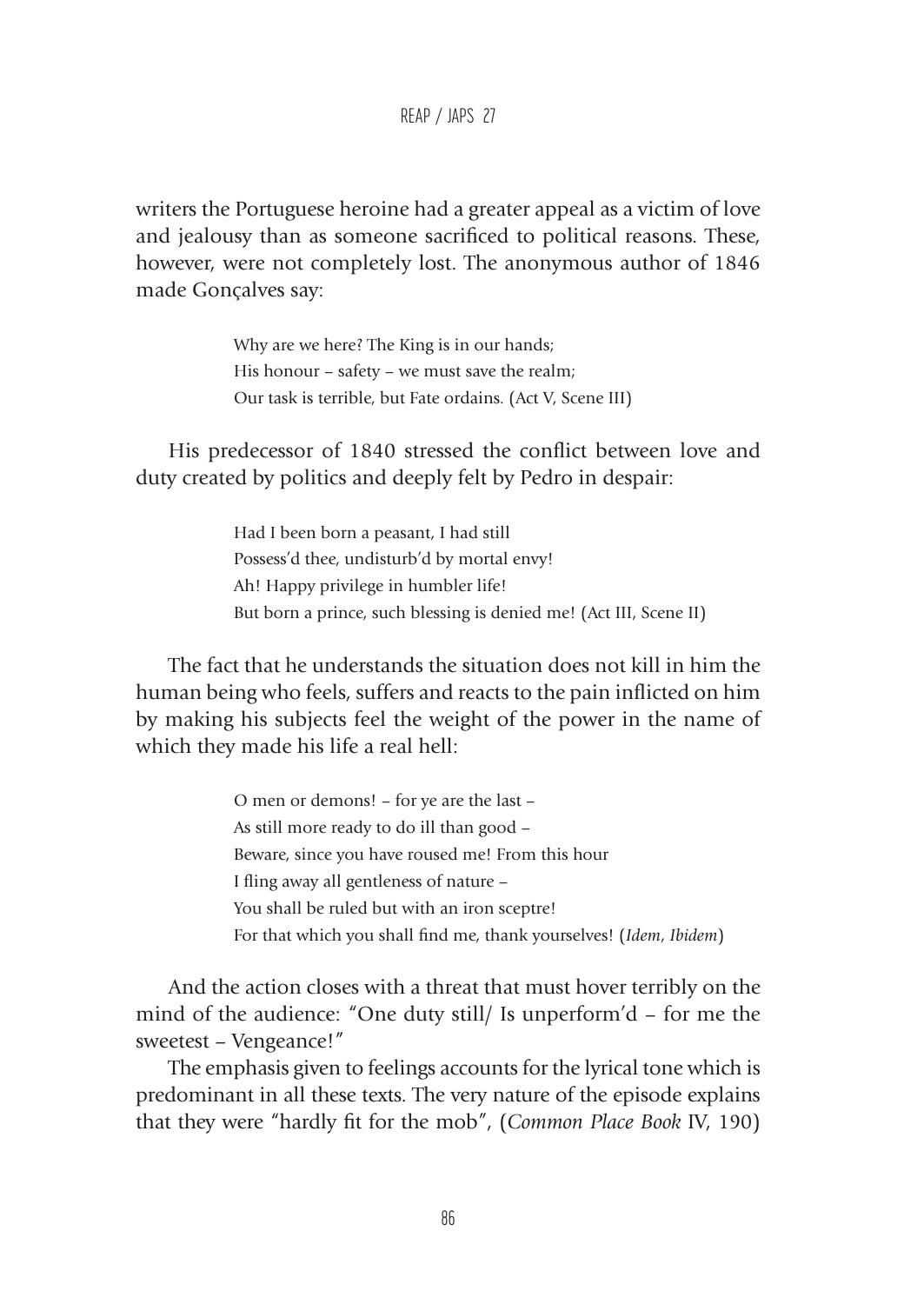writers the Portuguese heroine had a greater appeal as a victim of love and jealousy than as someone sacrificed to political reasons. These, however, were not completely lost. The anonymous author of 1846 made Gonçalves say:

> Why are we here? The King is in our hands;
> His honour – safety – we must save the realm;
> Our task is terrible, but Fate ordains. (Act V, Scene III)

His predecessor of 1840 stressed the conflict between love and duty created by politics and deeply felt by Pedro in despair:

> Had I been born a peasant, I had still
> Possess'd thee, undisturb'd by mortal envy!
> Ah! Happy privilege in humbler life!
> But born a prince, such blessing is denied me! (Act III, Scene II)

The fact that he understands the situation does not kill in him the human being who feels, suffers and reacts to the pain inflicted on him by making his subjects feel the weight of the power in the name of which they made his life a real hell:

> O men or demons! – for ye are the last –
> As still more ready to do ill than good –
> Beware, since you have roused me! From this hour
> I fling away all gentleness of nature –
> You shall be ruled but with an iron sceptre!
> For that which you shall find me, thank yourselves! (*Idem*, *Ibidem*)

And the action closes with a threat that must hover terribly on the mind of the audience: "One duty still/ Is unperform'd – for me the sweetest – Vengeance!"

The emphasis given to feelings accounts for the lyrical tone which is predominant in all these texts. The very nature of the episode explains that they were "hardly fit for the mob", (*Common Place Book* IV, 190)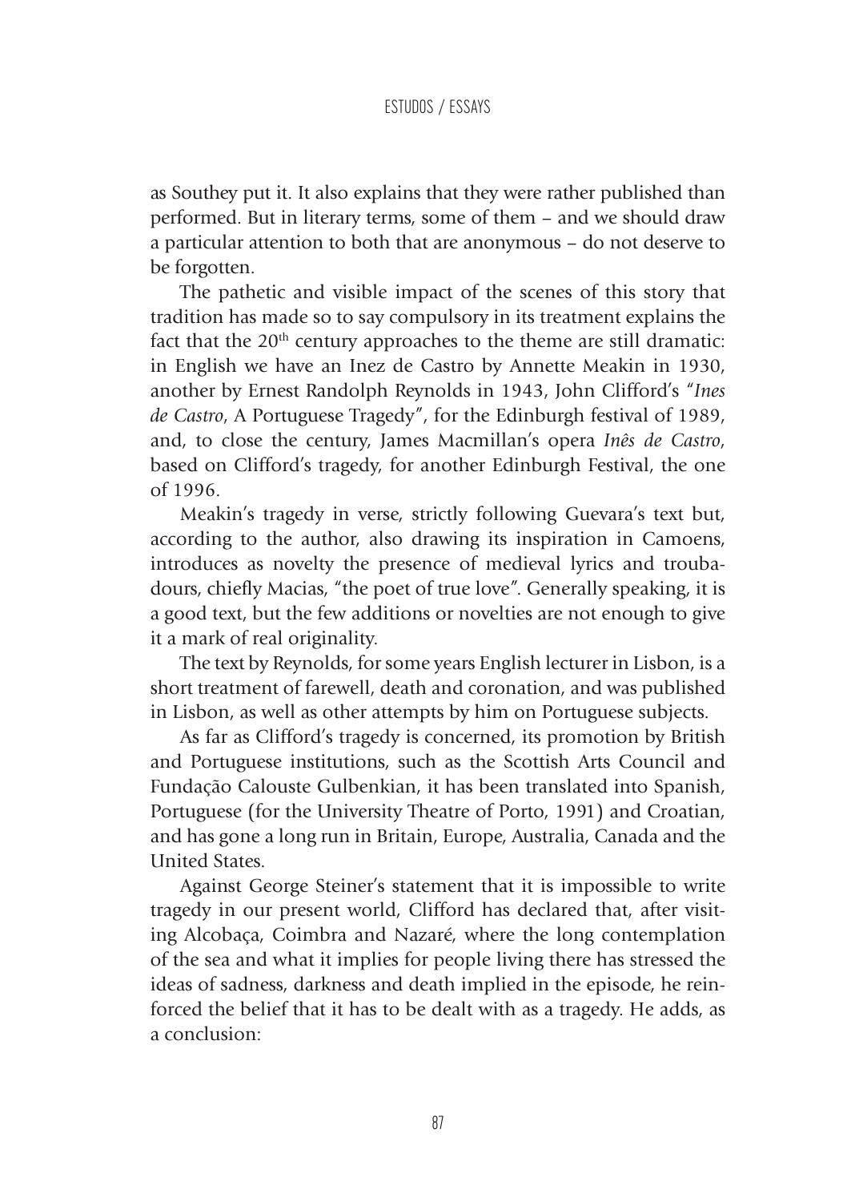as Southey put it. It also explains that they were rather published than performed. But in literary terms, some of them – and we should draw a particular attention to both that are anonymous – do not deserve to be forgotten.

The pathetic and visible impact of the scenes of this story that tradition has made so to say compulsory in its treatment explains the fact that the 20th century approaches to the theme are still dramatic: in English we have an Inez de Castro by Annette Meakin in 1930, another by Ernest Randolph Reynolds in 1943, John Clifford's "*Ines de Castro*, A Portuguese Tragedy", for the Edinburgh festival of 1989, and, to close the century, James Macmillan's opera *Inês de Castro*, based on Clifford's tragedy, for another Edinburgh Festival, the one of 1996.

Meakin's tragedy in verse, strictly following Guevara's text but, according to the author, also drawing its inspiration in Camoens, introduces as novelty the presence of medieval lyrics and troubadours, chiefly Macias, "the poet of true love". Generally speaking, it is a good text, but the few additions or novelties are not enough to give it a mark of real originality.

The text by Reynolds, for some years English lecturer in Lisbon, is a short treatment of farewell, death and coronation, and was published in Lisbon, as well as other attempts by him on Portuguese subjects.

As far as Clifford's tragedy is concerned, its promotion by British and Portuguese institutions, such as the Scottish Arts Council and Fundação Calouste Gulbenkian, it has been translated into Spanish, Portuguese (for the University Theatre of Porto, 1991) and Croatian, and has gone a long run in Britain, Europe, Australia, Canada and the United States.

Against George Steiner's statement that it is impossible to write tragedy in our present world, Clifford has declared that, after visiting Alcobaça, Coimbra and Nazaré, where the long contemplation of the sea and what it implies for people living there has stressed the ideas of sadness, darkness and death implied in the episode, he reinforced the belief that it has to be dealt with as a tragedy. He adds, as a conclusion: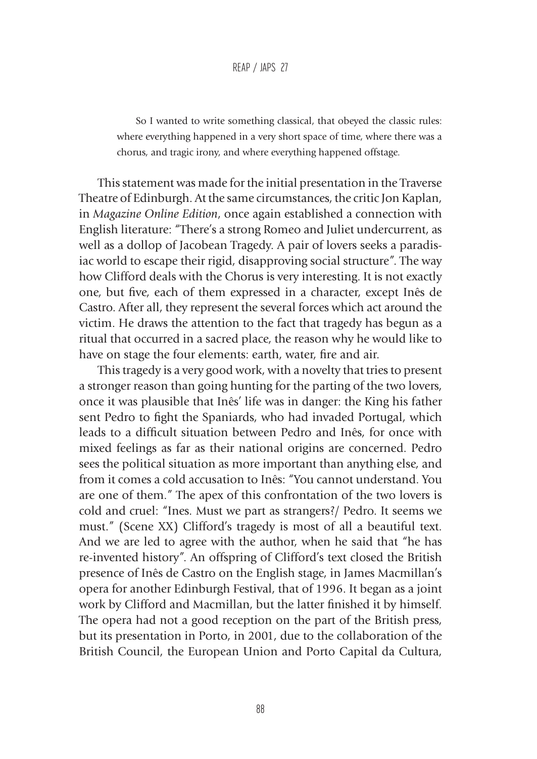> So I wanted to write something classical, that obeyed the classic rules: where everything happened in a very short space of time, where there was a chorus, and tragic irony, and where everything happened offstage.

This statement was made for the initial presentation in the Traverse Theatre of Edinburgh. At the same circumstances, the critic Jon Kaplan, in *Magazine Online Edition*, once again established a connection with English literature: "There's a strong Romeo and Juliet undercurrent, as well as a dollop of Jacobean Tragedy. A pair of lovers seeks a paradisiac world to escape their rigid, disapproving social structure". The way how Clifford deals with the Chorus is very interesting. It is not exactly one, but five, each of them expressed in a character, except Inês de Castro. After all, they represent the several forces which act around the victim. He draws the attention to the fact that tragedy has begun as a ritual that occurred in a sacred place, the reason why he would like to have on stage the four elements: earth, water, fire and air.

This tragedy is a very good work, with a novelty that tries to present a stronger reason than going hunting for the parting of the two lovers, once it was plausible that Inês' life was in danger: the King his father sent Pedro to fight the Spaniards, who had invaded Portugal, which leads to a difficult situation between Pedro and Inês, for once with mixed feelings as far as their national origins are concerned. Pedro sees the political situation as more important than anything else, and from it comes a cold accusation to Inês: "You cannot understand. You are one of them." The apex of this confrontation of the two lovers is cold and cruel: "Ines. Must we part as strangers?/ Pedro. It seems we must." (Scene XX) Clifford's tragedy is most of all a beautiful text. And we are led to agree with the author, when he said that "he has re-invented history". An offspring of Clifford's text closed the British presence of Inês de Castro on the English stage, in James Macmillan's opera for another Edinburgh Festival, that of 1996. It began as a joint work by Clifford and Macmillan, but the latter finished it by himself. The opera had not a good reception on the part of the British press, but its presentation in Porto, in 2001, due to the collaboration of the British Council, the European Union and Porto Capital da Cultura,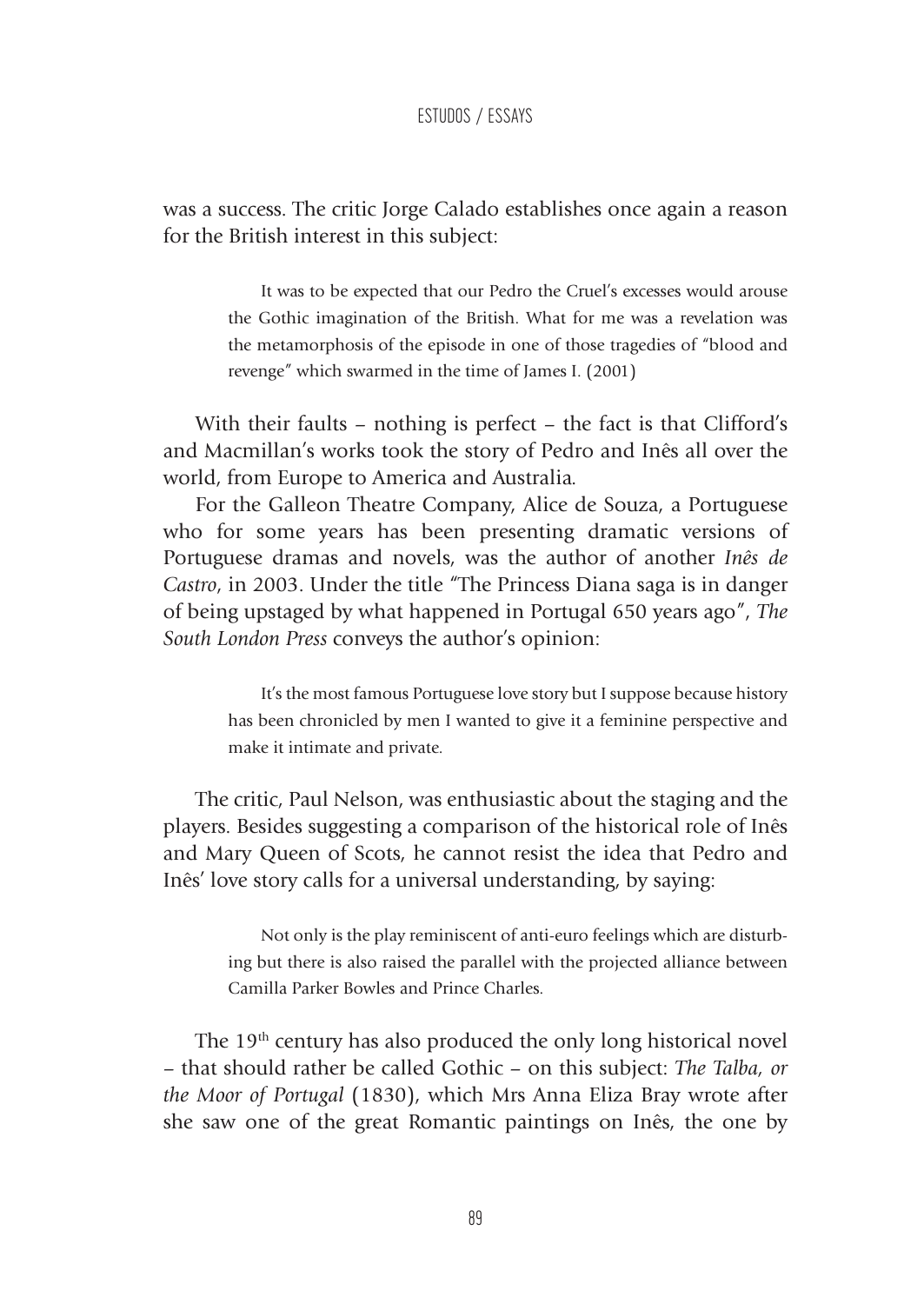was a success. The critic Jorge Calado establishes once again a reason for the British interest in this subject:

> It was to be expected that our Pedro the Cruel's excesses would arouse the Gothic imagination of the British. What for me was a revelation was the metamorphosis of the episode in one of those tragedies of "blood and revenge" which swarmed in the time of James I. (2001)

With their faults – nothing is perfect – the fact is that Clifford's and Macmillan's works took the story of Pedro and Inês all over the world, from Europe to America and Australia.

For the Galleon Theatre Company, Alice de Souza, a Portuguese who for some years has been presenting dramatic versions of Portuguese dramas and novels, was the author of another *Inês de Castro*, in 2003. Under the title "The Princess Diana saga is in danger of being upstaged by what happened in Portugal 650 years ago", *The South London Press* conveys the author's opinion:

> It's the most famous Portuguese love story but I suppose because history has been chronicled by men I wanted to give it a feminine perspective and make it intimate and private.

The critic, Paul Nelson, was enthusiastic about the staging and the players. Besides suggesting a comparison of the historical role of Inês and Mary Queen of Scots, he cannot resist the idea that Pedro and Inês' love story calls for a universal understanding, by saying:

> Not only is the play reminiscent of anti-euro feelings which are disturbing but there is also raised the parallel with the projected alliance between Camilla Parker Bowles and Prince Charles.

The 19th century has also produced the only long historical novel – that should rather be called Gothic – on this subject: *The Talba, or the Moor of Portugal* (1830), which Mrs Anna Eliza Bray wrote after she saw one of the great Romantic paintings on Inês, the one by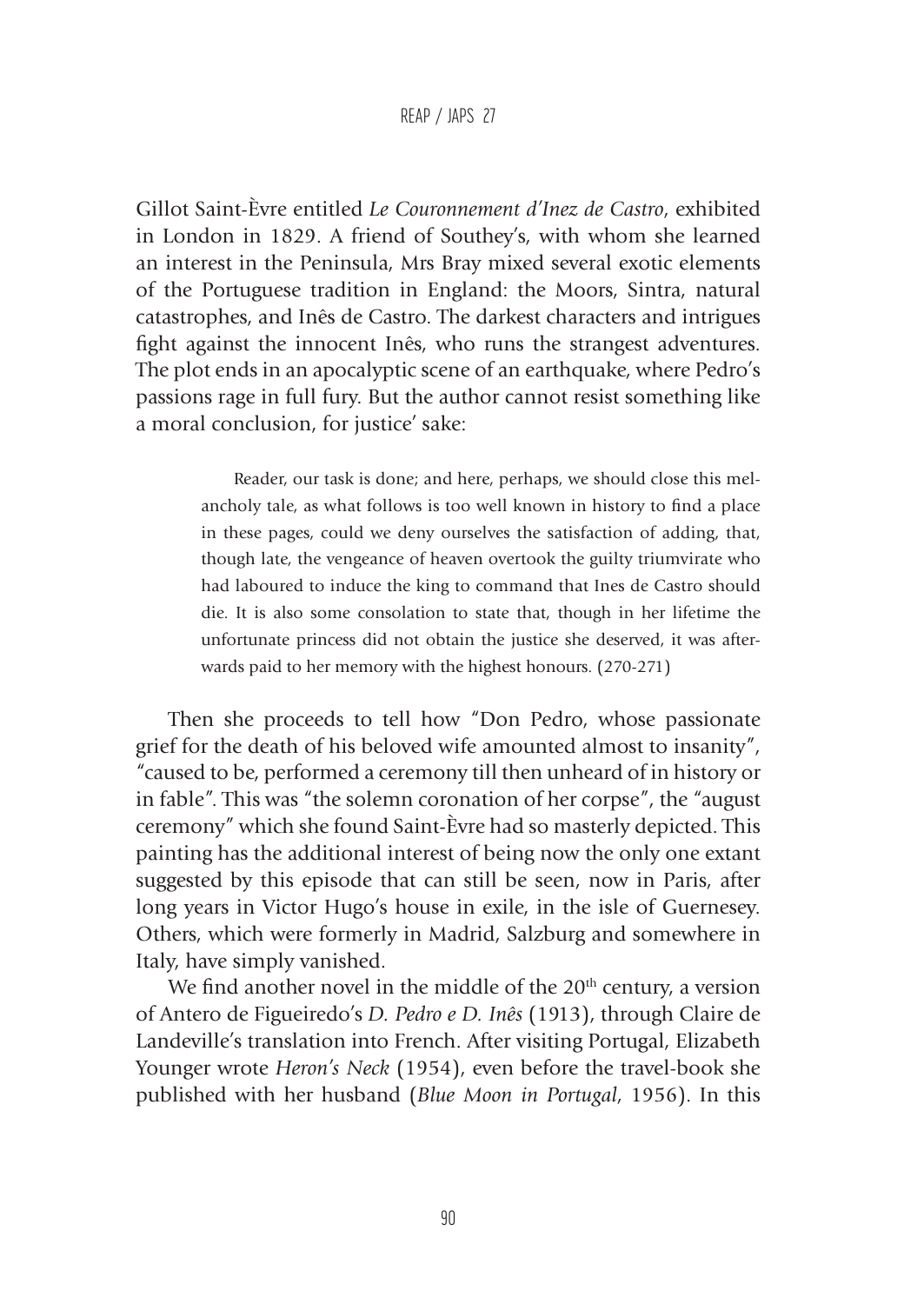Gillot Saint-Èvre entitled *Le Couronnement d'Inez de Castro*, exhibited in London in 1829. A friend of Southey's, with whom she learned an interest in the Peninsula, Mrs Bray mixed several exotic elements of the Portuguese tradition in England: the Moors, Sintra, natural catastrophes, and Inês de Castro. The darkest characters and intrigues fight against the innocent Inês, who runs the strangest adventures. The plot ends in an apocalyptic scene of an earthquake, where Pedro's passions rage in full fury. But the author cannot resist something like a moral conclusion, for justice' sake:

> Reader, our task is done; and here, perhaps, we should close this melancholy tale, as what follows is too well known in history to find a place in these pages, could we deny ourselves the satisfaction of adding, that, though late, the vengeance of heaven overtook the guilty triumvirate who had laboured to induce the king to command that Ines de Castro should die. It is also some consolation to state that, though in her lifetime the unfortunate princess did not obtain the justice she deserved, it was afterwards paid to her memory with the highest honours. (270-271)

Then she proceeds to tell how "Don Pedro, whose passionate grief for the death of his beloved wife amounted almost to insanity", "caused to be, performed a ceremony till then unheard of in history or in fable". This was "the solemn coronation of her corpse", the "august ceremony" which she found Saint-Èvre had so masterly depicted. This painting has the additional interest of being now the only one extant suggested by this episode that can still be seen, now in Paris, after long years in Victor Hugo's house in exile, in the isle of Guernesey. Others, which were formerly in Madrid, Salzburg and somewhere in Italy, have simply vanished.

We find another novel in the middle of the 20th century, a version of Antero de Figueiredo's *D. Pedro e D. Inês* (1913), through Claire de Landeville's translation into French. After visiting Portugal, Elizabeth Younger wrote *Heron's Neck* (1954), even before the travel-book she published with her husband (*Blue Moon in Portugal*, 1956). In this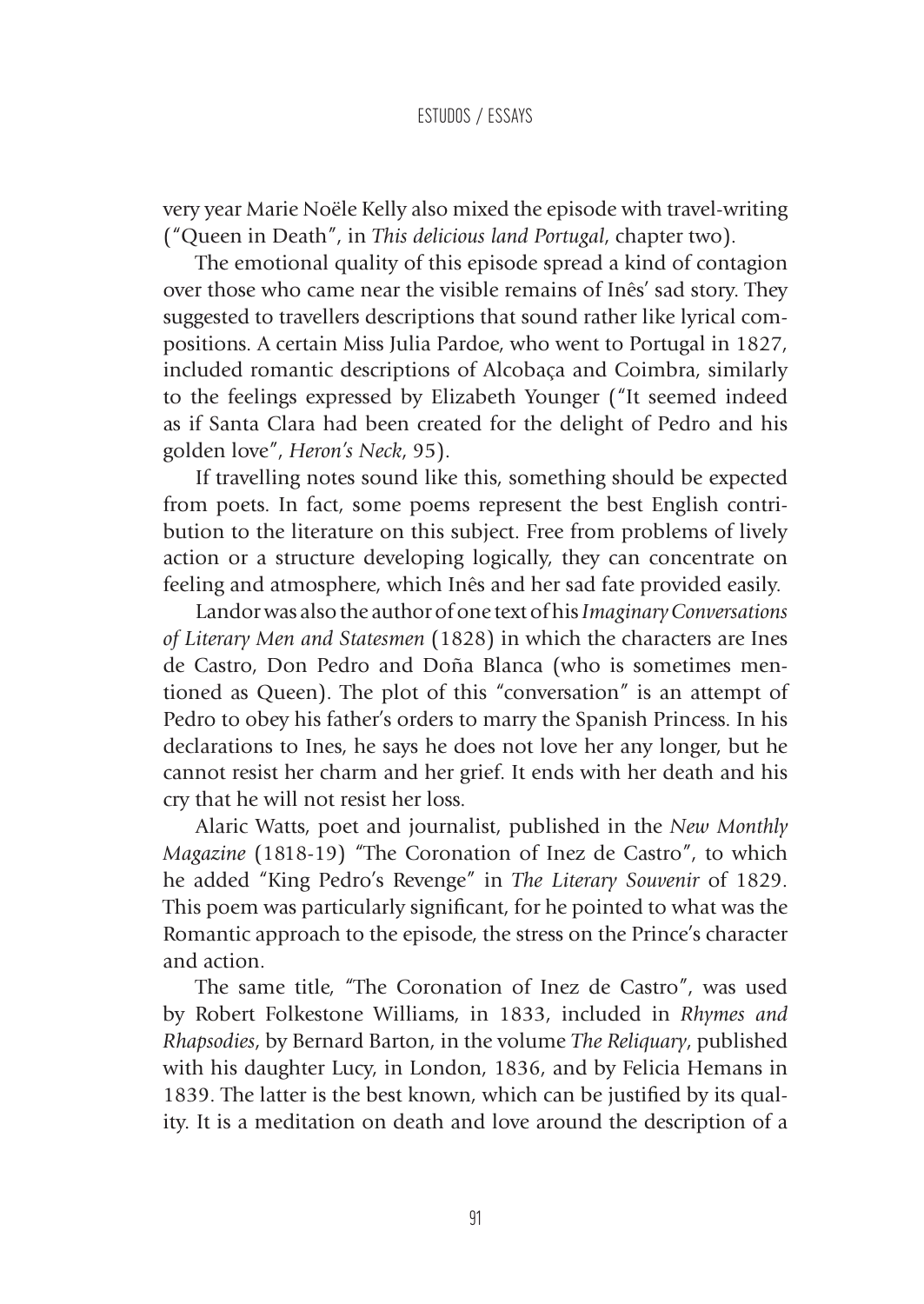very year Marie Noële Kelly also mixed the episode with travel-writing ("Queen in Death", in *This delicious land Portugal*, chapter two).

The emotional quality of this episode spread a kind of contagion over those who came near the visible remains of Inês' sad story. They suggested to travellers descriptions that sound rather like lyrical compositions. A certain Miss Julia Pardoe, who went to Portugal in 1827, included romantic descriptions of Alcobaça and Coimbra, similarly to the feelings expressed by Elizabeth Younger ("It seemed indeed as if Santa Clara had been created for the delight of Pedro and his golden love", *Heron's Neck*, 95).

If travelling notes sound like this, something should be expected from poets. In fact, some poems represent the best English contribution to the literature on this subject. Free from problems of lively action or a structure developing logically, they can concentrate on feeling and atmosphere, which Inês and her sad fate provided easily.

Landor was also the author of one text of his *Imaginary Conversations of Literary Men and Statesmen* (1828) in which the characters are Ines de Castro, Don Pedro and Doña Blanca (who is sometimes mentioned as Queen). The plot of this "conversation" is an attempt of Pedro to obey his father's orders to marry the Spanish Princess. In his declarations to Ines, he says he does not love her any longer, but he cannot resist her charm and her grief. It ends with her death and his cry that he will not resist her loss.

Alaric Watts, poet and journalist, published in the *New Monthly Magazine* (1818-19) "The Coronation of Inez de Castro", to which he added "King Pedro's Revenge" in *The Literary Souvenir* of 1829. This poem was particularly significant, for he pointed to what was the Romantic approach to the episode, the stress on the Prince's character and action.

The same title, "The Coronation of Inez de Castro", was used by Robert Folkestone Williams, in 1833, included in *Rhymes and Rhapsodies*, by Bernard Barton, in the volume *The Reliquary*, published with his daughter Lucy, in London, 1836, and by Felicia Hemans in 1839. The latter is the best known, which can be justified by its quality. It is a meditation on death and love around the description of a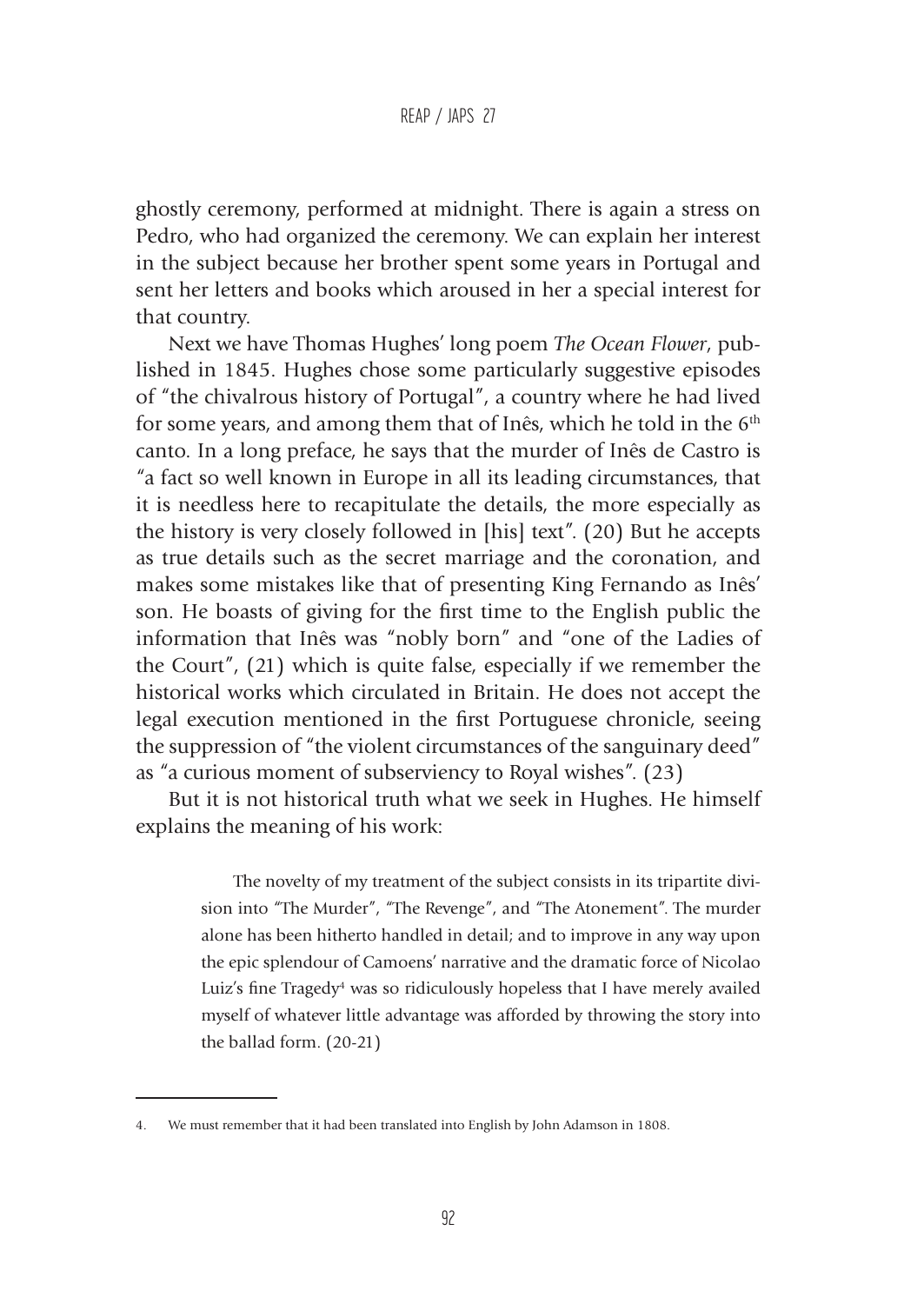ghostly ceremony, performed at midnight. There is again a stress on Pedro, who had organized the ceremony. We can explain her interest in the subject because her brother spent some years in Portugal and sent her letters and books which aroused in her a special interest for that country.

Next we have Thomas Hughes' long poem *The Ocean Flower*, published in 1845. Hughes chose some particularly suggestive episodes of "the chivalrous history of Portugal", a country where he had lived for some years, and among them that of Inês, which he told in the 6th canto. In a long preface, he says that the murder of Inês de Castro is "a fact so well known in Europe in all its leading circumstances, that it is needless here to recapitulate the details, the more especially as the history is very closely followed in [his] text". (20) But he accepts as true details such as the secret marriage and the coronation, and makes some mistakes like that of presenting King Fernando as Inês' son. He boasts of giving for the first time to the English public the information that Inês was "nobly born" and "one of the Ladies of the Court", (21) which is quite false, especially if we remember the historical works which circulated in Britain. He does not accept the legal execution mentioned in the first Portuguese chronicle, seeing the suppression of "the violent circumstances of the sanguinary deed" as "a curious moment of subserviency to Royal wishes". (23)

But it is not historical truth what we seek in Hughes. He himself explains the meaning of his work:

> The novelty of my treatment of the subject consists in its tripartite division into "The Murder", "The Revenge", and "The Atonement". The murder alone has been hitherto handled in detail; and to improve in any way upon the epic splendour of Camoens' narrative and the dramatic force of Nicolao Luiz's fine Tragedy[4] was so ridiculously hopeless that I have merely availed myself of whatever little advantage was afforded by throwing the story into the ballad form. (20-21)

---

4. We must remember that it had been translated into English by John Adamson in 1808.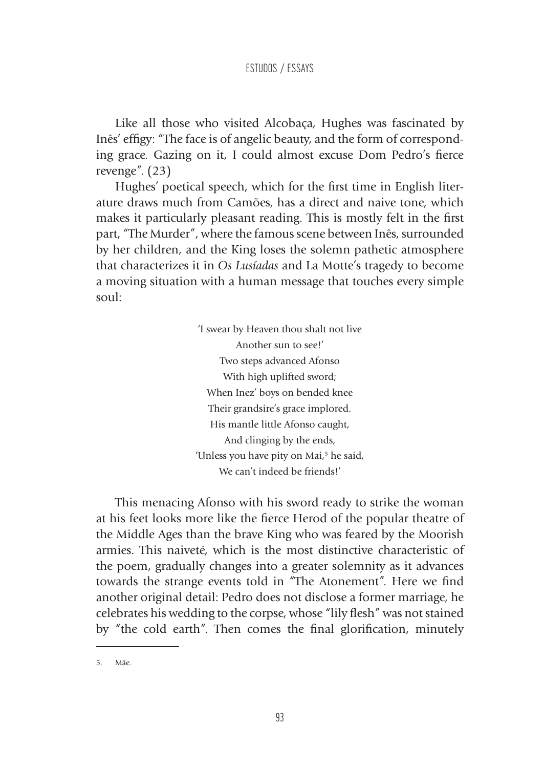Like all those who visited Alcobaça, Hughes was fascinated by Inês' effigy: "The face is of angelic beauty, and the form of corresponding grace. Gazing on it, I could almost excuse Dom Pedro's fierce revenge". (23)

Hughes' poetical speech, which for the first time in English literature draws much from Camões, has a direct and naive tone, which makes it particularly pleasant reading. This is mostly felt in the first part, "The Murder", where the famous scene between Inês, surrounded by her children, and the King loses the solemn pathetic atmosphere that characterizes it in *Os Lusíadas* and La Motte's tragedy to become a moving situation with a human message that touches every simple soul:

> 'I swear by Heaven thou shalt not live
> Another sun to see!'
> Two steps advanced Afonso
> With high uplifted sword;
> When Inez' boys on bended knee
> Their grandsire's grace implored.
> His mantle little Afonso caught,
> And clinging by the ends,
> 'Unless you have pity on Mai,[5] he said,
> We can't indeed be friends!'

This menacing Afonso with his sword ready to strike the woman at his feet looks more like the fierce Herod of the popular theatre of the Middle Ages than the brave King who was feared by the Moorish armies. This naiveté, which is the most distinctive characteristic of the poem, gradually changes into a greater solemnity as it advances towards the strange events told in "The Atonement". Here we find another original detail: Pedro does not disclose a former marriage, he celebrates his wedding to the corpse, whose "lily flesh" was not stained by "the cold earth". Then comes the final glorification, minutely

5. Mãe.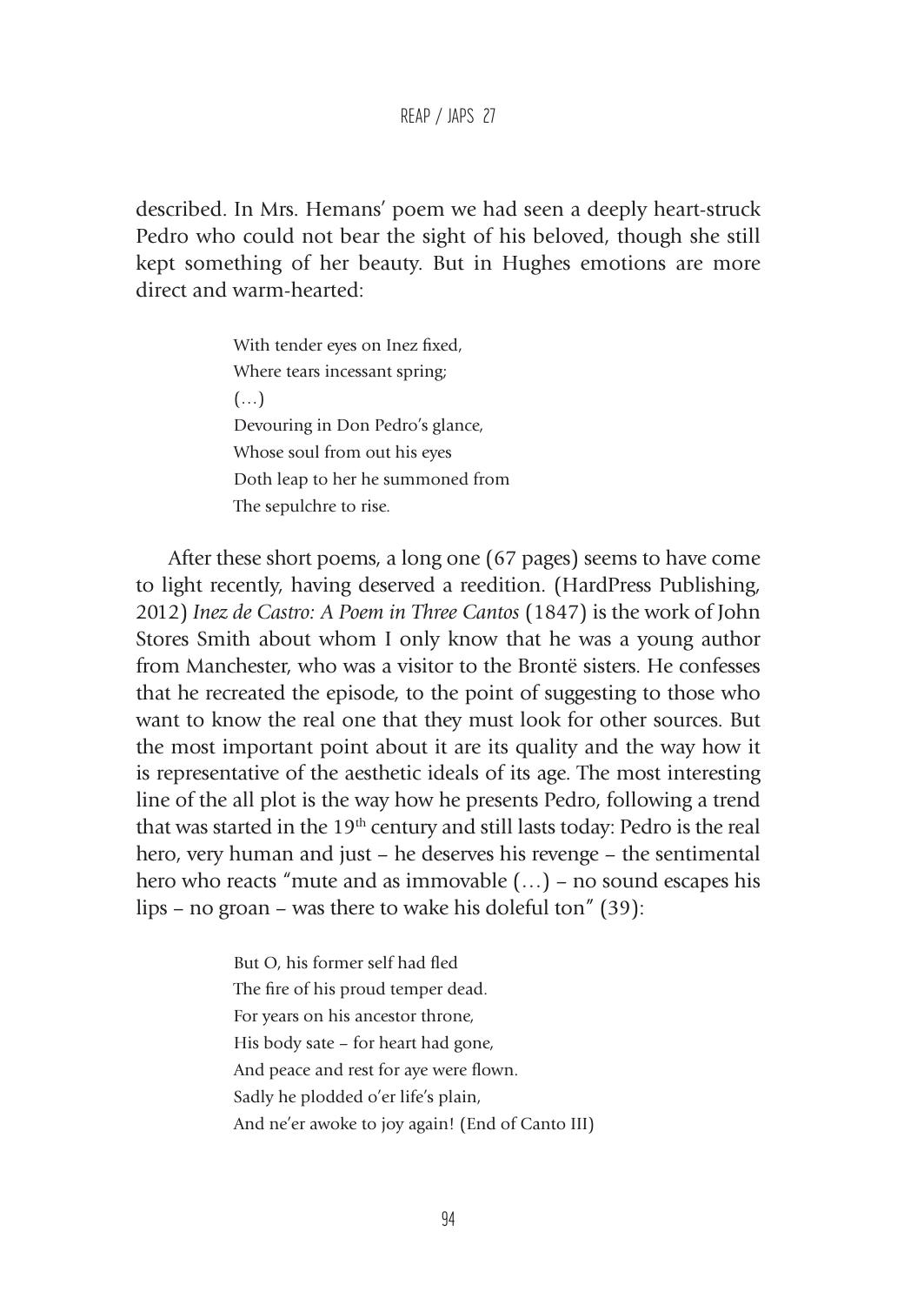described. In Mrs. Hemans' poem we had seen a deeply heart-struck Pedro who could not bear the sight of his beloved, though she still kept something of her beauty. But in Hughes emotions are more direct and warm-hearted:

> With tender eyes on Inez fixed,
> Where tears incessant spring;
> (…)
> Devouring in Don Pedro's glance,
> Whose soul from out his eyes
> Doth leap to her he summoned from
> The sepulchre to rise.

After these short poems, a long one (67 pages) seems to have come to light recently, having deserved a reedition. (HardPress Publishing, 2012) *Inez de Castro: A Poem in Three Cantos* (1847) is the work of John Stores Smith about whom I only know that he was a young author from Manchester, who was a visitor to the Brontë sisters. He confesses that he recreated the episode, to the point of suggesting to those who want to know the real one that they must look for other sources. But the most important point about it are its quality and the way how it is representative of the aesthetic ideals of its age. The most interesting line of the all plot is the way how he presents Pedro, following a trend that was started in the 19th century and still lasts today: Pedro is the real hero, very human and just – he deserves his revenge – the sentimental hero who reacts "mute and as immovable (…) – no sound escapes his lips – no groan – was there to wake his doleful ton" (39):

> But O, his former self had fled
> The fire of his proud temper dead.
> For years on his ancestor throne,
> His body sate – for heart had gone,
> And peace and rest for aye were flown.
> Sadly he plodded o'er life's plain,
> And ne'er awoke to joy again! (End of Canto III)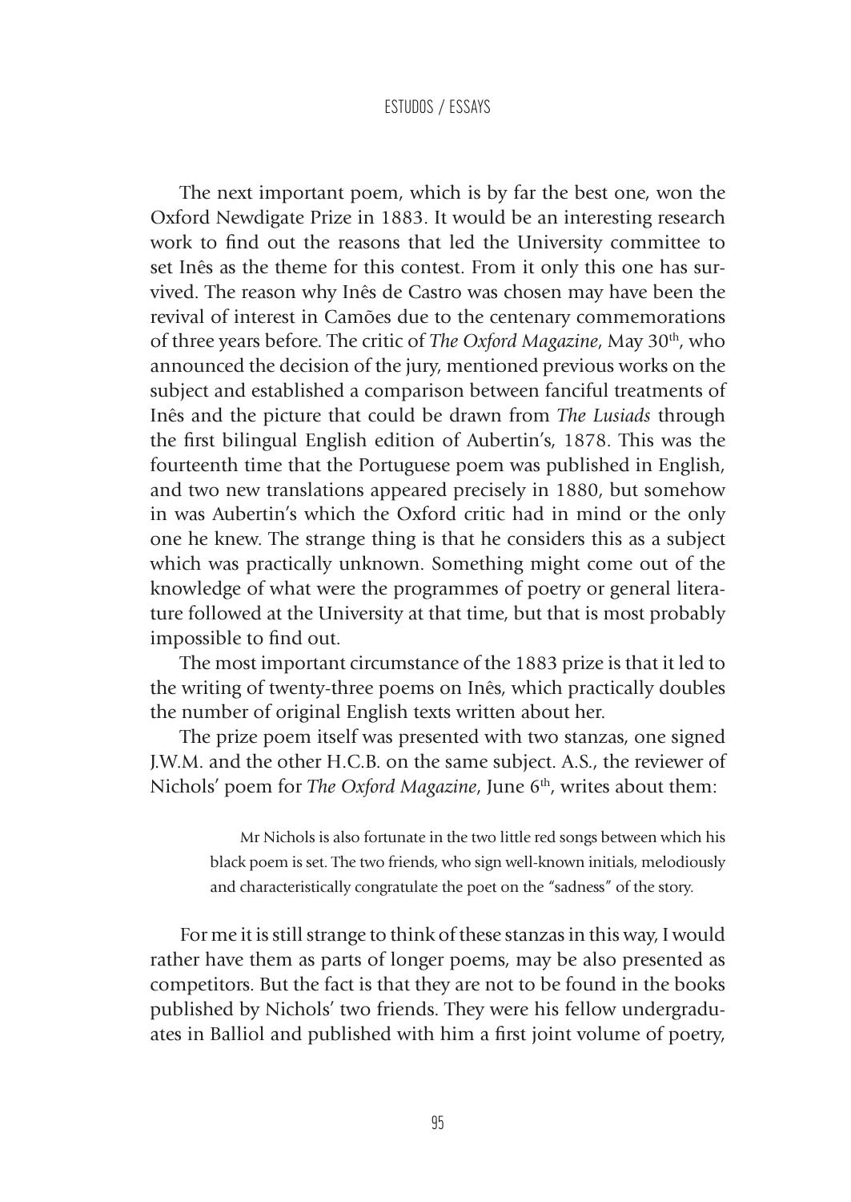The next important poem, which is by far the best one, won the Oxford Newdigate Prize in 1883. It would be an interesting research work to find out the reasons that led the University committee to set Inês as the theme for this contest. From it only this one has survived. The reason why Inês de Castro was chosen may have been the revival of interest in Camões due to the centenary commemorations of three years before. The critic of *The Oxford Magazine*, May 30th, who announced the decision of the jury, mentioned previous works on the subject and established a comparison between fanciful treatments of Inês and the picture that could be drawn from *The Lusiads* through the first bilingual English edition of Aubertin's, 1878. This was the fourteenth time that the Portuguese poem was published in English, and two new translations appeared precisely in 1880, but somehow in was Aubertin's which the Oxford critic had in mind or the only one he knew. The strange thing is that he considers this as a subject which was practically unknown. Something might come out of the knowledge of what were the programmes of poetry or general literature followed at the University at that time, but that is most probably impossible to find out.

The most important circumstance of the 1883 prize is that it led to the writing of twenty-three poems on Inês, which practically doubles the number of original English texts written about her.

The prize poem itself was presented with two stanzas, one signed J.W.M. and the other H.C.B. on the same subject. A.S., the reviewer of Nichols' poem for *The Oxford Magazine*, June 6th, writes about them:

> Mr Nichols is also fortunate in the two little red songs between which his black poem is set. The two friends, who sign well-known initials, melodiously and characteristically congratulate the poet on the "sadness" of the story.

For me it is still strange to think of these stanzas in this way, I would rather have them as parts of longer poems, may be also presented as competitors. But the fact is that they are not to be found in the books published by Nichols' two friends. They were his fellow undergraduates in Balliol and published with him a first joint volume of poetry,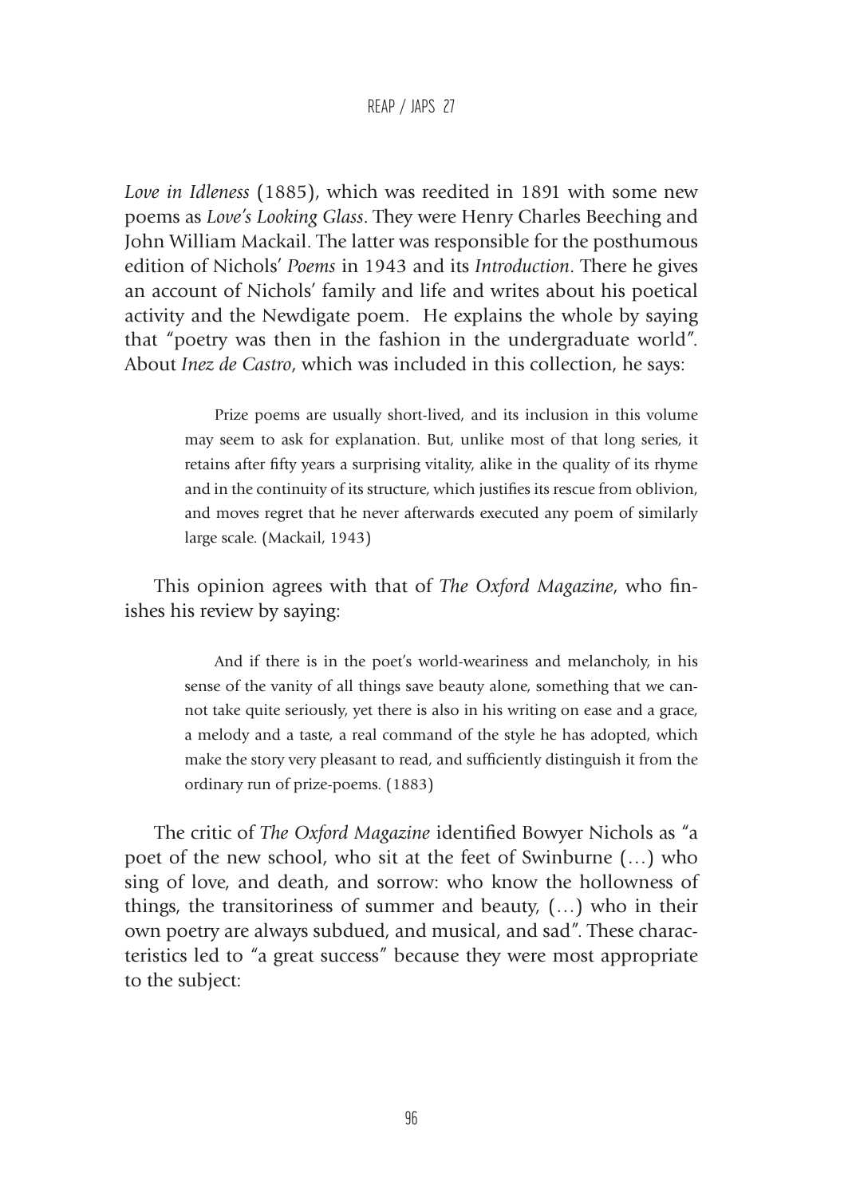*Love in Idleness* (1885), which was reedited in 1891 with some new poems as *Love's Looking Glass*. They were Henry Charles Beeching and John William Mackail. The latter was responsible for the posthumous edition of Nichols' *Poems* in 1943 and its *Introduction*. There he gives an account of Nichols' family and life and writes about his poetical activity and the Newdigate poem. He explains the whole by saying that "poetry was then in the fashion in the undergraduate world". About *Inez de Castro*, which was included in this collection, he says:

> Prize poems are usually short-lived, and its inclusion in this volume may seem to ask for explanation. But, unlike most of that long series, it retains after fifty years a surprising vitality, alike in the quality of its rhyme and in the continuity of its structure, which justifies its rescue from oblivion, and moves regret that he never afterwards executed any poem of similarly large scale. (Mackail, 1943)

This opinion agrees with that of *The Oxford Magazine*, who finishes his review by saying:

> And if there is in the poet's world-weariness and melancholy, in his sense of the vanity of all things save beauty alone, something that we cannot take quite seriously, yet there is also in his writing on ease and a grace, a melody and a taste, a real command of the style he has adopted, which make the story very pleasant to read, and sufficiently distinguish it from the ordinary run of prize-poems. (1883)

The critic of *The Oxford Magazine* identified Bowyer Nichols as "a poet of the new school, who sit at the feet of Swinburne (…) who sing of love, and death, and sorrow: who know the hollowness of things, the transitoriness of summer and beauty, (…) who in their own poetry are always subdued, and musical, and sad". These characteristics led to "a great success" because they were most appropriate to the subject: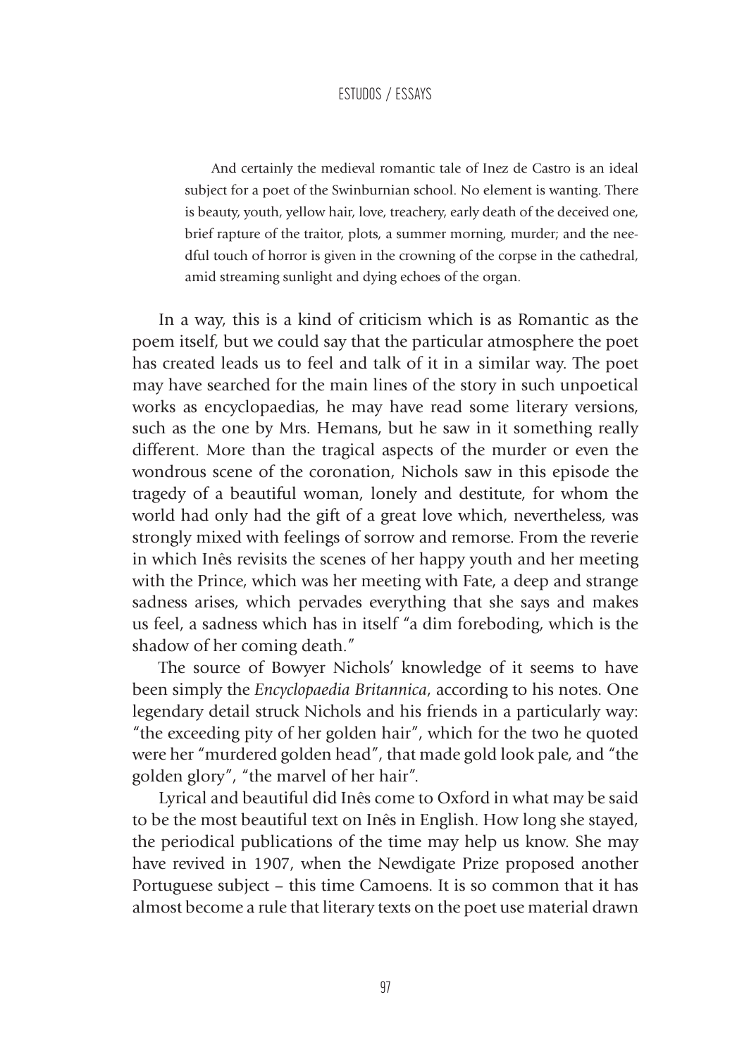> And certainly the medieval romantic tale of Inez de Castro is an ideal subject for a poet of the Swinburnian school. No element is wanting. There is beauty, youth, yellow hair, love, treachery, early death of the deceived one, brief rapture of the traitor, plots, a summer morning, murder; and the needful touch of horror is given in the crowning of the corpse in the cathedral, amid streaming sunlight and dying echoes of the organ.

In a way, this is a kind of criticism which is as Romantic as the poem itself, but we could say that the particular atmosphere the poet has created leads us to feel and talk of it in a similar way. The poet may have searched for the main lines of the story in such unpoetical works as encyclopaedias, he may have read some literary versions, such as the one by Mrs. Hemans, but he saw in it something really different. More than the tragical aspects of the murder or even the wondrous scene of the coronation, Nichols saw in this episode the tragedy of a beautiful woman, lonely and destitute, for whom the world had only had the gift of a great love which, nevertheless, was strongly mixed with feelings of sorrow and remorse. From the reverie in which Inês revisits the scenes of her happy youth and her meeting with the Prince, which was her meeting with Fate, a deep and strange sadness arises, which pervades everything that she says and makes us feel, a sadness which has in itself "a dim foreboding, which is the shadow of her coming death."

The source of Bowyer Nichols' knowledge of it seems to have been simply the *Encyclopaedia Britannica*, according to his notes. One legendary detail struck Nichols and his friends in a particularly way: "the exceeding pity of her golden hair", which for the two he quoted were her "murdered golden head", that made gold look pale, and "the golden glory", "the marvel of her hair".

Lyrical and beautiful did Inês come to Oxford in what may be said to be the most beautiful text on Inês in English. How long she stayed, the periodical publications of the time may help us know. She may have revived in 1907, when the Newdigate Prize proposed another Portuguese subject – this time Camoens. It is so common that it has almost become a rule that literary texts on the poet use material drawn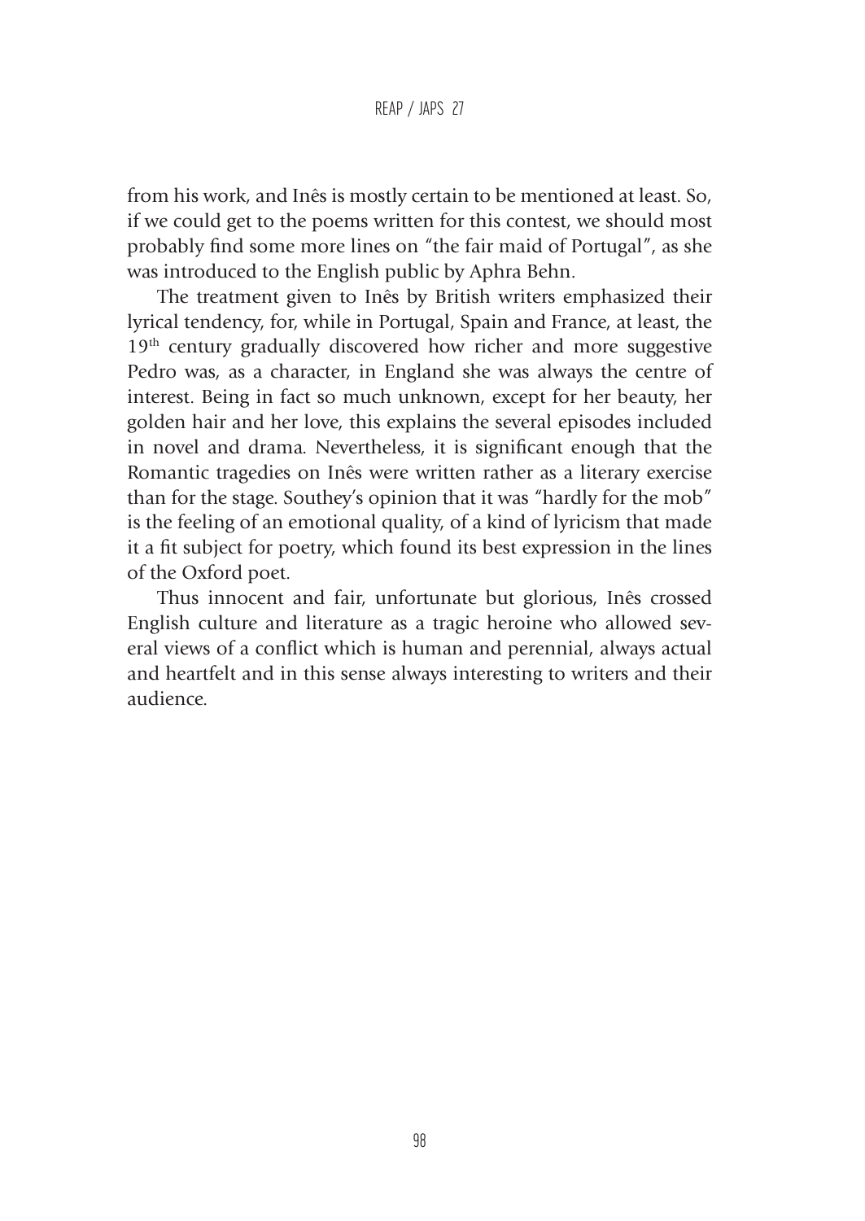from his work, and Inês is mostly certain to be mentioned at least. So, if we could get to the poems written for this contest, we should most probably find some more lines on "the fair maid of Portugal", as she was introduced to the English public by Aphra Behn.

The treatment given to Inês by British writers emphasized their lyrical tendency, for, while in Portugal, Spain and France, at least, the 19th century gradually discovered how richer and more suggestive Pedro was, as a character, in England she was always the centre of interest. Being in fact so much unknown, except for her beauty, her golden hair and her love, this explains the several episodes included in novel and drama. Nevertheless, it is significant enough that the Romantic tragedies on Inês were written rather as a literary exercise than for the stage. Southey's opinion that it was "hardly for the mob" is the feeling of an emotional quality, of a kind of lyricism that made it a fit subject for poetry, which found its best expression in the lines of the Oxford poet.

Thus innocent and fair, unfortunate but glorious, Inês crossed English culture and literature as a tragic heroine who allowed several views of a conflict which is human and perennial, always actual and heartfelt and in this sense always interesting to writers and their audience.